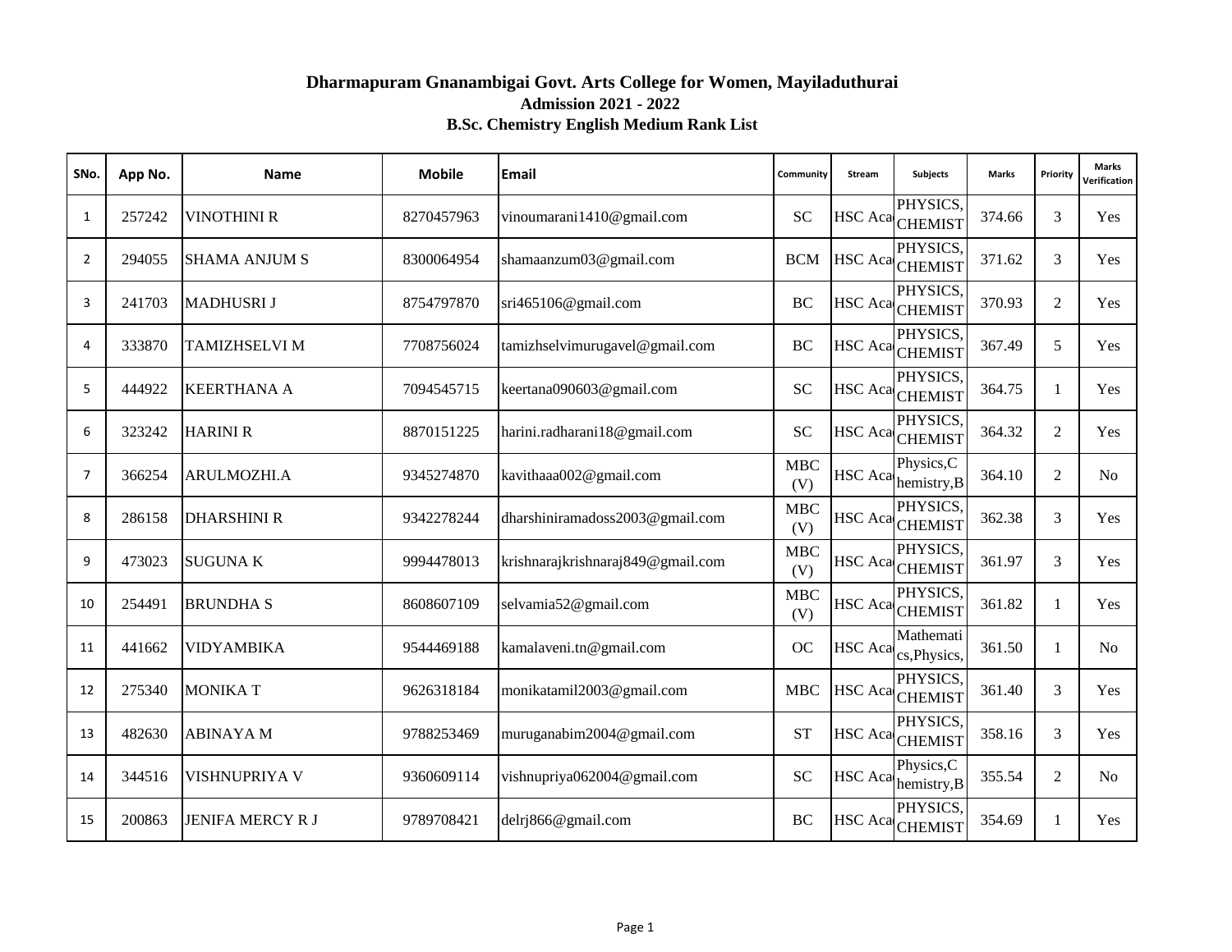# Dharmapuram Gnanambigai Govt. Arts College for Women, Mayiladuthurai

## Admission 2021 - 2022

### B.Sc. Chemistry English Medium Rank List

| SNo. | App No. | Name | Mobile | Email | Community | Stream | Subjects | Marks | Priority | Marks Verification |
|---|---|---|---|---|---|---|---|---|---|---|
| 1 | 257242 | VINOTHINI R | 8270457963 | vinoumarani1410@gmail.com | SC | HSC Aca | PHYSICS, CHEMIST | 374.66 | 3 | Yes |
| 2 | 294055 | SHAMA ANJUM S | 8300064954 | shamaanzum03@gmail.com | BCM | HSC Aca | PHYSICS, CHEMIST | 371.62 | 3 | Yes |
| 3 | 241703 | MADHUSRI J | 8754797870 | sri465106@gmail.com | BC | HSC Aca | PHYSICS, CHEMIST | 370.93 | 2 | Yes |
| 4 | 333870 | TAMIZHSELVI M | 7708756024 | tamizhselvimurugavel@gmail.com | BC | HSC Aca | PHYSICS, CHEMIST | 367.49 | 5 | Yes |
| 5 | 444922 | KEERTHANA A | 7094545715 | keertana090603@gmail.com | SC | HSC Aca | PHYSICS, CHEMIST | 364.75 | 1 | Yes |
| 6 | 323242 | HARINI R | 8870151225 | harini.radharani18@gmail.com | SC | HSC Aca | PHYSICS, CHEMIST | 364.32 | 2 | Yes |
| 7 | 366254 | ARULMOZHI.A | 9345274870 | kavithaaa002@gmail.com | MBC (V) | HSC Aca | Physics,C hemistry,B | 364.10 | 2 | No |
| 8 | 286158 | DHARSHINI R | 9342278244 | dharshiniramadoss2003@gmail.com | MBC (V) | HSC Aca | PHYSICS, CHEMIST | 362.38 | 3 | Yes |
| 9 | 473023 | SUGUNA K | 9994478013 | krishnarajkrishnaraj849@gmail.com | MBC (V) | HSC Aca | PHYSICS, CHEMIST | 361.97 | 3 | Yes |
| 10 | 254491 | BRUNDHA S | 8608607109 | selvamia52@gmail.com | MBC (V) | HSC Aca | PHYSICS, CHEMIST | 361.82 | 1 | Yes |
| 11 | 441662 | VIDYAMBIKA | 9544469188 | kamalaveni.tn@gmail.com | OC | HSC Aca | Mathemati cs,Physics, | 361.50 | 1 | No |
| 12 | 275340 | MONIKA T | 9626318184 | monikatamil2003@gmail.com | MBC | HSC Aca | PHYSICS, CHEMIST | 361.40 | 3 | Yes |
| 13 | 482630 | ABINAYA M | 9788253469 | muruganabim2004@gmail.com | ST | HSC Aca | PHYSICS, CHEMIST | 358.16 | 3 | Yes |
| 14 | 344516 | VISHNUPRIYA V | 9360609114 | vishnupriya062004@gmail.com | SC | HSC Aca | Physics,C hemistry,B | 355.54 | 2 | No |
| 15 | 200863 | JENIFA MERCY R J | 9789708421 | delrj866@gmail.com | BC | HSC Aca | PHYSICS, CHEMIST | 354.69 | 1 | Yes |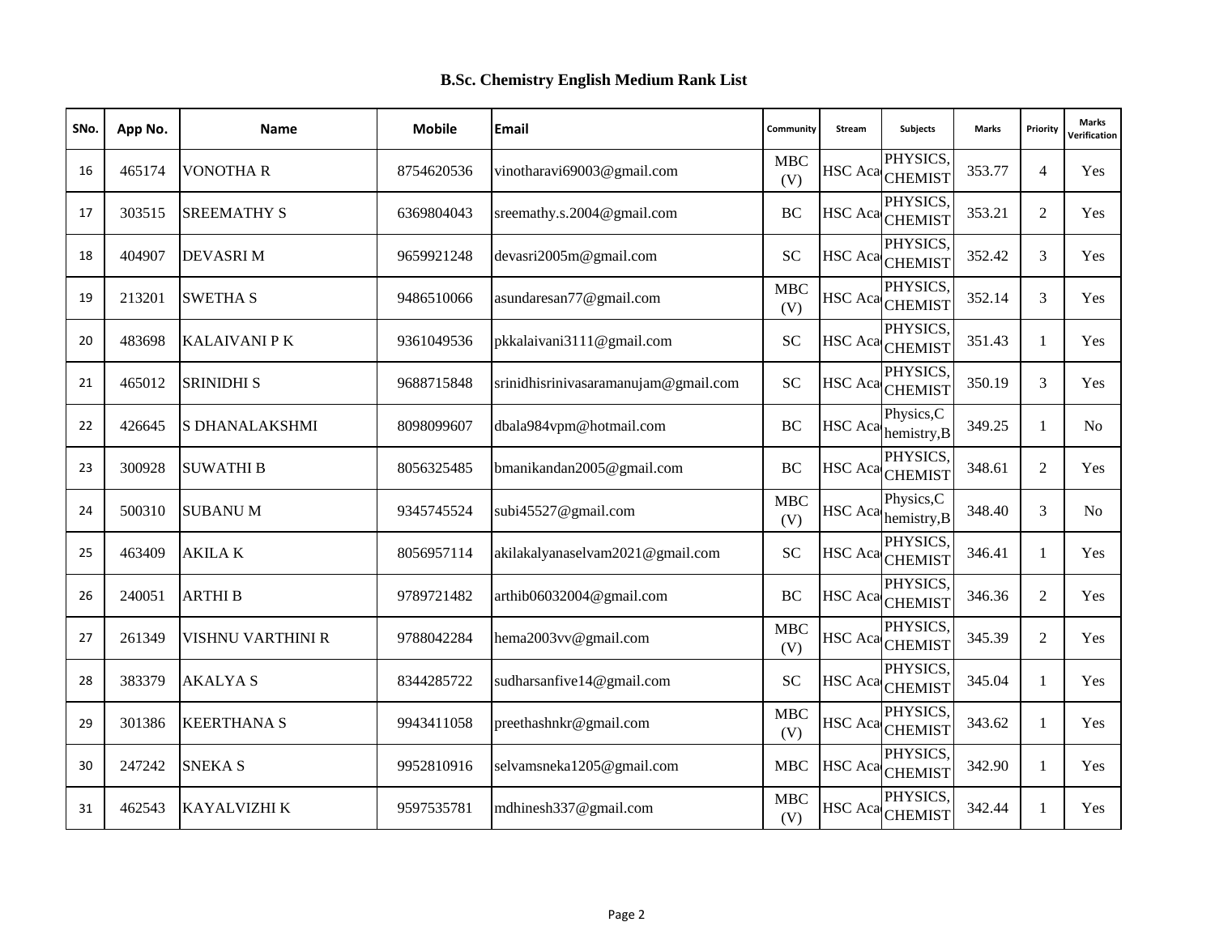## B.Sc. Chemistry English Medium Rank List

| SNo. | App No. | Name | Mobile | Email | Community | Stream | Subjects | Marks | Priority | Marks Verification |
|---|---|---|---|---|---|---|---|---|---|---|
| 16 | 465174 | VONOTHA R | 8754620536 | vinotharavi69003@gmail.com | MBC (V) | HSC Aca | PHYSICS, CHEMIST | 353.77 | 4 | Yes |
| 17 | 303515 | SREEMATHY S | 6369804043 | sreemathy.s.2004@gmail.com | BC | HSC Aca | PHYSICS, CHEMIST | 353.21 | 2 | Yes |
| 18 | 404907 | DEVASRI M | 9659921248 | devasri2005m@gmail.com | SC | HSC Aca | PHYSICS, CHEMIST | 352.42 | 3 | Yes |
| 19 | 213201 | SWETHA S | 9486510066 | asundaresan77@gmail.com | MBC (V) | HSC Aca | PHYSICS, CHEMIST | 352.14 | 3 | Yes |
| 20 | 483698 | KALAIVANI P K | 9361049536 | pkkalaivani3111@gmail.com | SC | HSC Aca | PHYSICS, CHEMIST | 351.43 | 1 | Yes |
| 21 | 465012 | SRINIDHI S | 9688715848 | srinidhisrinivasaramanujam@gmail.com | SC | HSC Aca | PHYSICS, CHEMIST | 350.19 | 3 | Yes |
| 22 | 426645 | S DHANALAKSHMI | 8098099607 | dbala984vpm@hotmail.com | BC | HSC Aca | Physics,C hemistry,B | 349.25 | 1 | No |
| 23 | 300928 | SUWATHI B | 8056325485 | bmanikandan2005@gmail.com | BC | HSC Aca | PHYSICS, CHEMIST | 348.61 | 2 | Yes |
| 24 | 500310 | SUBANU M | 9345745524 | subi45527@gmail.com | MBC (V) | HSC Aca | Physics,C hemistry,B | 348.40 | 3 | No |
| 25 | 463409 | AKILA K | 8056957114 | akilakalyanaselvam2021@gmail.com | SC | HSC Aca | PHYSICS, CHEMIST | 346.41 | 1 | Yes |
| 26 | 240051 | ARTHI B | 9789721482 | arthib06032004@gmail.com | BC | HSC Aca | PHYSICS, CHEMIST | 346.36 | 2 | Yes |
| 27 | 261349 | VISHNU VARTHINI R | 9788042284 | hema2003vv@gmail.com | MBC (V) | HSC Aca | PHYSICS, CHEMIST | 345.39 | 2 | Yes |
| 28 | 383379 | AKALYA S | 8344285722 | sudharsanfive14@gmail.com | SC | HSC Aca | PHYSICS, CHEMIST | 345.04 | 1 | Yes |
| 29 | 301386 | KEERTHANA S | 9943411058 | preethashnkr@gmail.com | MBC (V) | HSC Aca | PHYSICS, CHEMIST | 343.62 | 1 | Yes |
| 30 | 247242 | SNEKA S | 9952810916 | selvamsneka1205@gmail.com | MBC | HSC Aca | PHYSICS, CHEMIST | 342.90 | 1 | Yes |
| 31 | 462543 | KAYALVIZHI K | 9597535781 | mdhinesh337@gmail.com | MBC (V) | HSC Aca | PHYSICS, CHEMIST | 342.44 | 1 | Yes |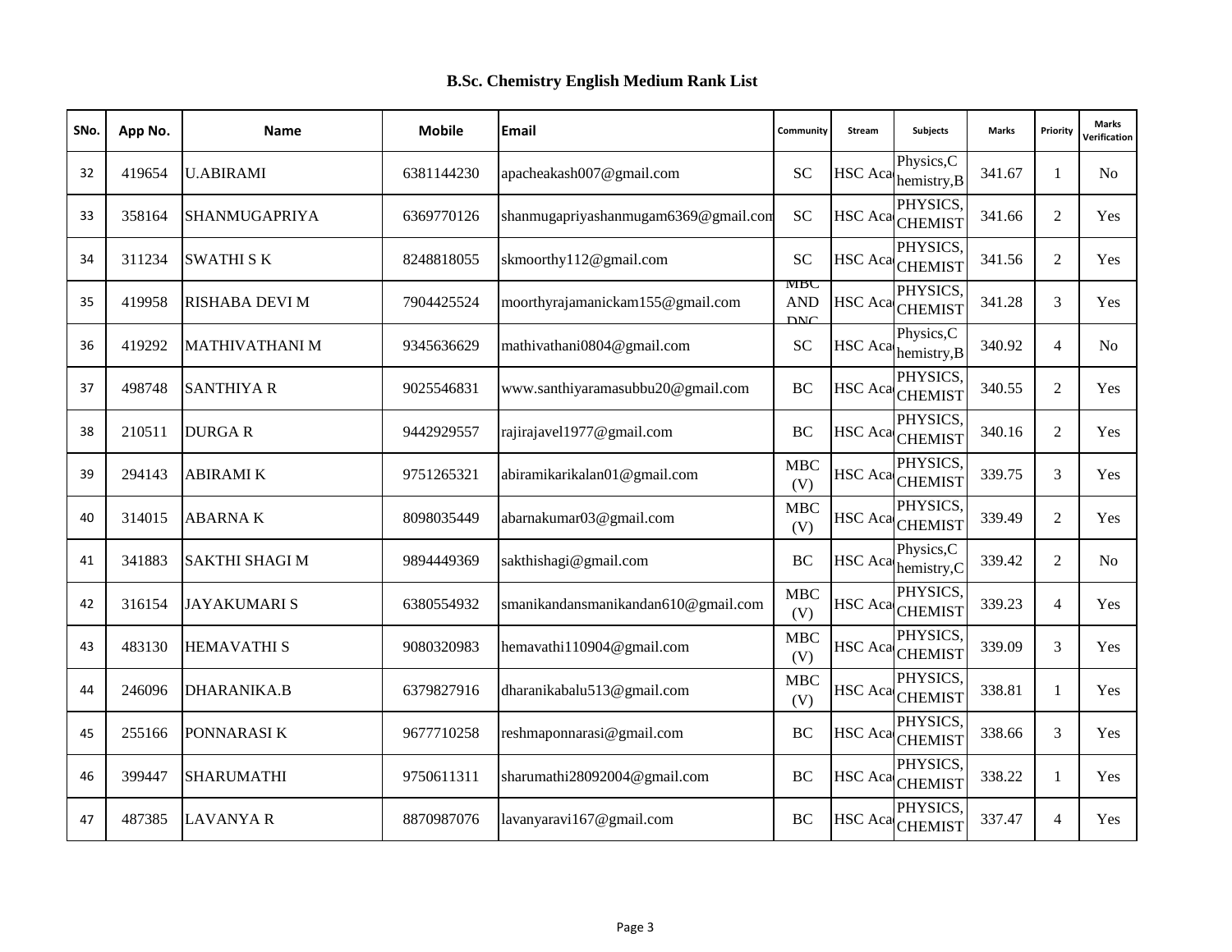# B.Sc. Chemistry English Medium Rank List

| SNo. | App No. | Name | Mobile | Email | Community | Stream | Subjects | Marks | Priority | Marks Verification |
|---|---|---|---|---|---|---|---|---|---|---|
| 32 | 419654 | U.ABIRAMI | 6381144230 | apacheakash007@gmail.com | SC | HSC Aca | Physics,Chemistry,B | 341.67 | 1 | No |
| 33 | 358164 | SHANMUGAPRIYA | 6369770126 | shanmugapriyashanmugam6369@gmail.com | SC | HSC Aca | PHYSICS,CHEMIST | 341.66 | 2 | Yes |
| 34 | 311234 | SWATHI S K | 8248818055 | skmoorthy112@gmail.com | SC | HSC Aca | PHYSICS,CHEMIST | 341.56 | 2 | Yes |
| 35 | 419958 | RISHABA DEVI M | 7904425524 | moorthyrajamanickam155@gmail.com | MBC AND DNC | HSC Aca | PHYSICS,CHEMIST | 341.28 | 3 | Yes |
| 36 | 419292 | MATHIVATHANI M | 9345636629 | mathivathani0804@gmail.com | SC | HSC Aca | Physics,Chemistry,B | 340.92 | 4 | No |
| 37 | 498748 | SANTHIYA R | 9025546831 | www.santhiyaramasubbu20@gmail.com | BC | HSC Aca | PHYSICS,CHEMIST | 340.55 | 2 | Yes |
| 38 | 210511 | DURGA R | 9442929557 | rajirajavel1977@gmail.com | BC | HSC Aca | PHYSICS,CHEMIST | 340.16 | 2 | Yes |
| 39 | 294143 | ABIRAMI K | 9751265321 | abiramikarikalan01@gmail.com | MBC (V) | HSC Aca | PHYSICS,CHEMIST | 339.75 | 3 | Yes |
| 40 | 314015 | ABARNA K | 8098035449 | abarnakumar03@gmail.com | MBC (V) | HSC Aca | PHYSICS,CHEMIST | 339.49 | 2 | Yes |
| 41 | 341883 | SAKTHI SHAGI M | 9894449369 | sakthishagi@gmail.com | BC | HSC Aca | Physics,Chemistry,C | 339.42 | 2 | No |
| 42 | 316154 | JAYAKUMARI S | 6380554932 | smanikandansmanikandan610@gmail.com | MBC (V) | HSC Aca | PHYSICS,CHEMIST | 339.23 | 4 | Yes |
| 43 | 483130 | HEMAVATHI S | 9080320983 | hemavathi110904@gmail.com | MBC (V) | HSC Aca | PHYSICS,CHEMIST | 339.09 | 3 | Yes |
| 44 | 246096 | DHARANIKA.B | 6379827916 | dharanikabalu513@gmail.com | MBC (V) | HSC Aca | PHYSICS,CHEMIST | 338.81 | 1 | Yes |
| 45 | 255166 | PONNARASI K | 9677710258 | reshmaponnarasi@gmail.com | BC | HSC Aca | PHYSICS,CHEMIST | 338.66 | 3 | Yes |
| 46 | 399447 | SHARUMATHI | 9750611311 | sharumathi28092004@gmail.com | BC | HSC Aca | PHYSICS,CHEMIST | 338.22 | 1 | Yes |
| 47 | 487385 | LAVANYA R | 8870987076 | lavanyaravi167@gmail.com | BC | HSC Aca | PHYSICS,CHEMIST | 337.47 | 4 | Yes |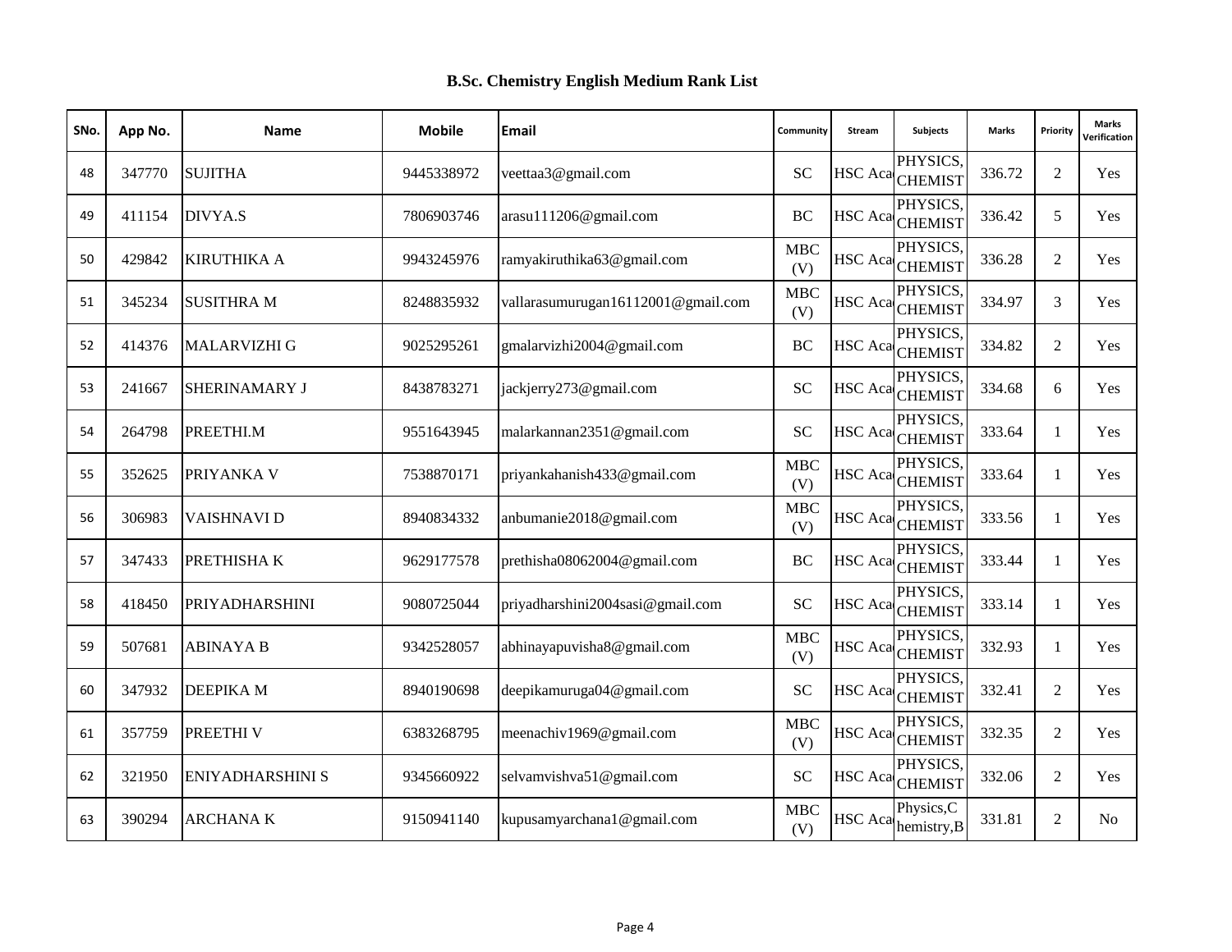# B.Sc. Chemistry English Medium Rank List

| SNo. | App No. | Name | Mobile | Email | Community | Stream | Subjects | Marks | Priority | Marks Verification |
|---|---|---|---|---|---|---|---|---|---|---|
| 48 | 347770 | SUJITHA | 9445338972 | veettaa3@gmail.com | SC | HSC Aca | PHYSICS, CHEMIST | 336.72 | 2 | Yes |
| 49 | 411154 | DIVYA.S | 7806903746 | arasu111206@gmail.com | BC | HSC Aca | PHYSICS, CHEMIST | 336.42 | 5 | Yes |
| 50 | 429842 | KIRUTHIKA A | 9943245976 | ramyakiruthika63@gmail.com | MBC (V) | HSC Aca | PHYSICS, CHEMIST | 336.28 | 2 | Yes |
| 51 | 345234 | SUSITHRA M | 8248835932 | vallarasumurugan16112001@gmail.com | MBC (V) | HSC Aca | PHYSICS, CHEMIST | 334.97 | 3 | Yes |
| 52 | 414376 | MALARVIZHI G | 9025295261 | gmalarvizhi2004@gmail.com | BC | HSC Aca | PHYSICS, CHEMIST | 334.82 | 2 | Yes |
| 53 | 241667 | SHERINAMARY J | 8438783271 | jackjerry273@gmail.com | SC | HSC Aca | PHYSICS, CHEMIST | 334.68 | 6 | Yes |
| 54 | 264798 | PREETHI.M | 9551643945 | malarkannan2351@gmail.com | SC | HSC Aca | PHYSICS, CHEMIST | 333.64 | 1 | Yes |
| 55 | 352625 | PRIYANKA V | 7538870171 | priyankahanish433@gmail.com | MBC (V) | HSC Aca | PHYSICS, CHEMIST | 333.64 | 1 | Yes |
| 56 | 306983 | VAISHNAVI D | 8940834332 | anbumanie2018@gmail.com | MBC (V) | HSC Aca | PHYSICS, CHEMIST | 333.56 | 1 | Yes |
| 57 | 347433 | PRETHISHA K | 9629177578 | prethisha08062004@gmail.com | BC | HSC Aca | PHYSICS, CHEMIST | 333.44 | 1 | Yes |
| 58 | 418450 | PRIYADHARSHINI | 9080725044 | priyadharshini2004sasi@gmail.com | SC | HSC Aca | PHYSICS, CHEMIST | 333.14 | 1 | Yes |
| 59 | 507681 | ABINAYA B | 9342528057 | abhinayapuvisha8@gmail.com | MBC (V) | HSC Aca | PHYSICS, CHEMIST | 332.93 | 1 | Yes |
| 60 | 347932 | DEEPIKA M | 8940190698 | deepikamuruga04@gmail.com | SC | HSC Aca | PHYSICS, CHEMIST | 332.41 | 2 | Yes |
| 61 | 357759 | PREETHI V | 6383268795 | meenachiv1969@gmail.com | MBC (V) | HSC Aca | PHYSICS, CHEMIST | 332.35 | 2 | Yes |
| 62 | 321950 | ENIYADHARSHINI S | 9345660922 | selvamvishva51@gmail.com | SC | HSC Aca | PHYSICS, CHEMIST | 332.06 | 2 | Yes |
| 63 | 390294 | ARCHANA K | 9150941140 | kupusamyarchana1@gmail.com | MBC (V) | HSC Aca | Physics,C hemistry,B | 331.81 | 2 | No |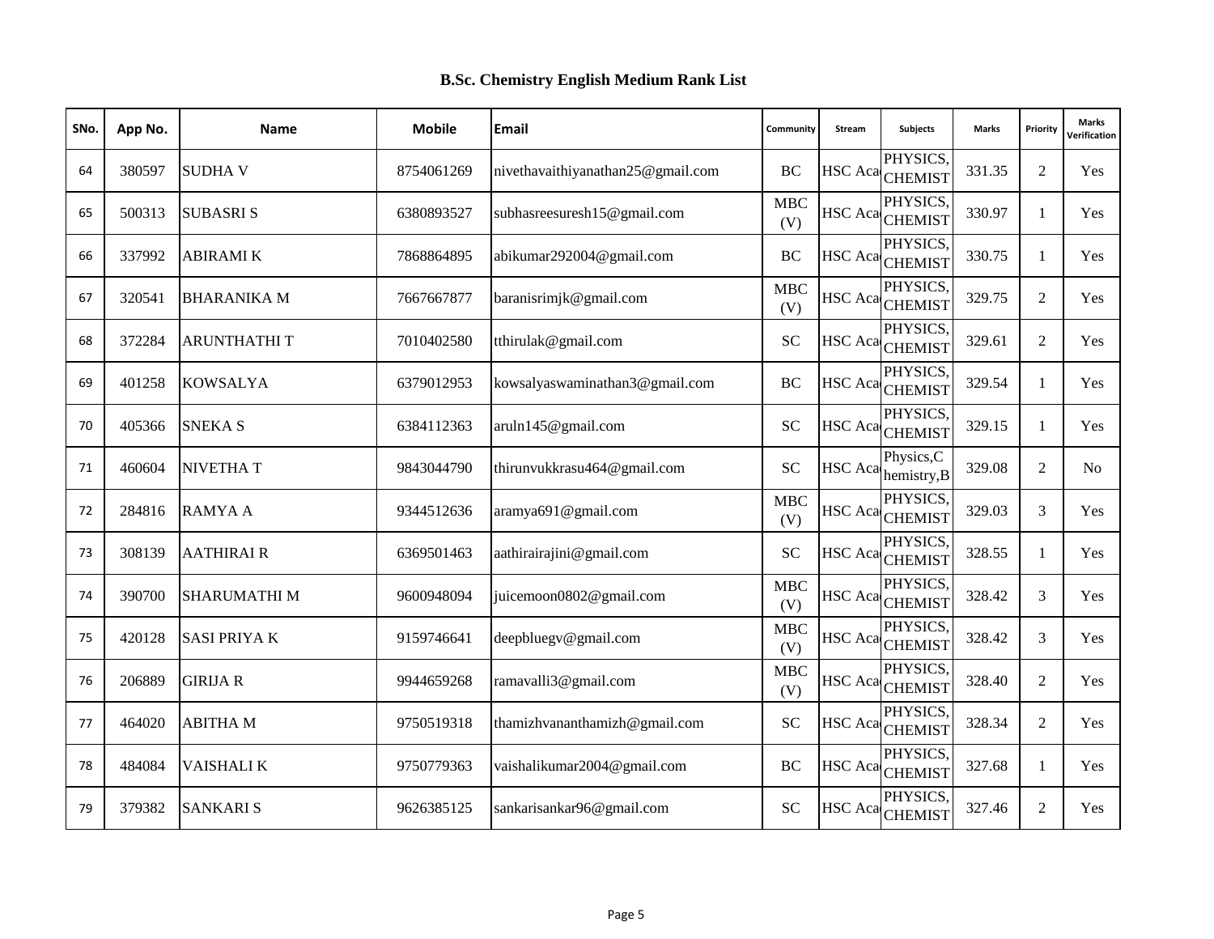## B.Sc. Chemistry English Medium Rank List

| SNo. | App No. | Name | Mobile | Email | Community | Stream | Subjects | Marks | Priority | Marks Verification |
|---|---|---|---|---|---|---|---|---|---|---|
| 64 | 380597 | SUDHA V | 8754061269 | nivethavaithiyanathan25@gmail.com | BC | HSC Aca | PHYSICS, CHEMIST | 331.35 | 2 | Yes |
| 65 | 500313 | SUBASRI S | 6380893527 | subhasreesuresh15@gmail.com | MBC (V) | HSC Aca | PHYSICS, CHEMIST | 330.97 | 1 | Yes |
| 66 | 337992 | ABIRAMI K | 7868864895 | abikumar292004@gmail.com | BC | HSC Aca | PHYSICS, CHEMIST | 330.75 | 1 | Yes |
| 67 | 320541 | BHARANIKA M | 7667667877 | baranisrimjk@gmail.com | MBC (V) | HSC Aca | PHYSICS, CHEMIST | 329.75 | 2 | Yes |
| 68 | 372284 | ARUNTHATHI T | 7010402580 | tthirulak@gmail.com | SC | HSC Aca | PHYSICS, CHEMIST | 329.61 | 2 | Yes |
| 69 | 401258 | KOWSALYA | 6379012953 | kowsalyaswaminathan3@gmail.com | BC | HSC Aca | PHYSICS, CHEMIST | 329.54 | 1 | Yes |
| 70 | 405366 | SNEKA S | 6384112363 | aruln145@gmail.com | SC | HSC Aca | PHYSICS, CHEMIST | 329.15 | 1 | Yes |
| 71 | 460604 | NIVETHA T | 9843044790 | thirunvukkrasu464@gmail.com | SC | HSC Aca | Physics,C hemistry,B | 329.08 | 2 | No |
| 72 | 284816 | RAMYA A | 9344512636 | aramya691@gmail.com | MBC (V) | HSC Aca | PHYSICS, CHEMIST | 329.03 | 3 | Yes |
| 73 | 308139 | AATHIRAI R | 6369501463 | aathirairajini@gmail.com | SC | HSC Aca | PHYSICS, CHEMIST | 328.55 | 1 | Yes |
| 74 | 390700 | SHARUMATHI M | 9600948094 | juicemoon0802@gmail.com | MBC (V) | HSC Aca | PHYSICS, CHEMIST | 328.42 | 3 | Yes |
| 75 | 420128 | SASI PRIYA K | 9159746641 | deepbluegv@gmail.com | MBC (V) | HSC Aca | PHYSICS, CHEMIST | 328.42 | 3 | Yes |
| 76 | 206889 | GIRIJA R | 9944659268 | ramavalli3@gmail.com | MBC (V) | HSC Aca | PHYSICS, CHEMIST | 328.40 | 2 | Yes |
| 77 | 464020 | ABITHA M | 9750519318 | thamizhvananthamizh@gmail.com | SC | HSC Aca | PHYSICS, CHEMIST | 328.34 | 2 | Yes |
| 78 | 484084 | VAISHALI K | 9750779363 | vaishalikumar2004@gmail.com | BC | HSC Aca | PHYSICS, CHEMIST | 327.68 | 1 | Yes |
| 79 | 379382 | SANKARI S | 9626385125 | sankarisankar96@gmail.com | SC | HSC Aca | PHYSICS, CHEMIST | 327.46 | 2 | Yes |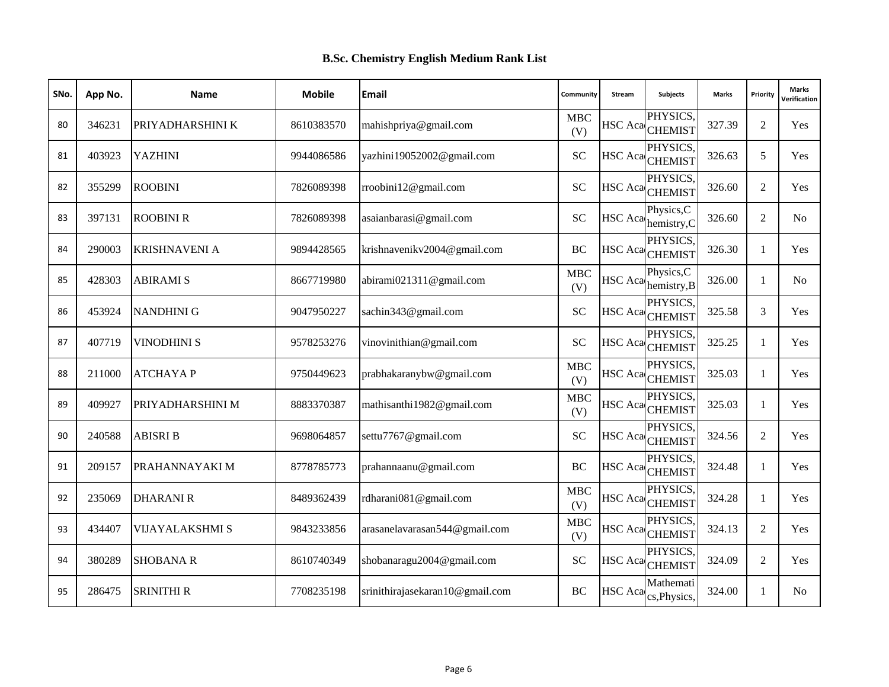# B.Sc. Chemistry English Medium Rank List

| SNo. | App No. | Name | Mobile | Email | Community | Stream | Subjects | Marks | Priority | Marks Verification |
|---|---|---|---|---|---|---|---|---|---|---|
| 80 | 346231 | PRIYADHARSHINI K | 8610383570 | mahishpriya@gmail.com | MBC (V) | HSC Aca | PHYSICS, CHEMIST | 327.39 | 2 | Yes |
| 81 | 403923 | YAZHINI | 9944086586 | yazhini19052002@gmail.com | SC | HSC Aca | PHYSICS, CHEMIST | 326.63 | 5 | Yes |
| 82 | 355299 | ROOBINI | 7826089398 | rroobini12@gmail.com | SC | HSC Aca | PHYSICS, CHEMIST | 326.60 | 2 | Yes |
| 83 | 397131 | ROOBINI R | 7826089398 | asaianbarasi@gmail.com | SC | HSC Aca | Physics,C hemistry,C | 326.60 | 2 | No |
| 84 | 290003 | KRISHNAVENI A | 9894428565 | krishnavenikv2004@gmail.com | BC | HSC Aca | PHYSICS, CHEMIST | 326.30 | 1 | Yes |
| 85 | 428303 | ABIRAMI S | 8667719980 | abirami021311@gmail.com | MBC (V) | HSC Aca | Physics,C hemistry,B | 326.00 | 1 | No |
| 86 | 453924 | NANDHINI G | 9047950227 | sachin343@gmail.com | SC | HSC Aca | PHYSICS, CHEMIST | 325.58 | 3 | Yes |
| 87 | 407719 | VINODHINI S | 9578253276 | vinovinithian@gmail.com | SC | HSC Aca | PHYSICS, CHEMIST | 325.25 | 1 | Yes |
| 88 | 211000 | ATCHAYA P | 9750449623 | prabhakaranybw@gmail.com | MBC (V) | HSC Aca | PHYSICS, CHEMIST | 325.03 | 1 | Yes |
| 89 | 409927 | PRIYADHARSHINI M | 8883370387 | mathisanthi1982@gmail.com | MBC (V) | HSC Aca | PHYSICS, CHEMIST | 325.03 | 1 | Yes |
| 90 | 240588 | ABISRI B | 9698064857 | settu7767@gmail.com | SC | HSC Aca | PHYSICS, CHEMIST | 324.56 | 2 | Yes |
| 91 | 209157 | PRAHANNAYAKI M | 8778785773 | prahannaanu@gmail.com | BC | HSC Aca | PHYSICS, CHEMIST | 324.48 | 1 | Yes |
| 92 | 235069 | DHARANI R | 8489362439 | rdharani081@gmail.com | MBC (V) | HSC Aca | PHYSICS, CHEMIST | 324.28 | 1 | Yes |
| 93 | 434407 | VIJAYALAKSHMI S | 9843233856 | arasanelavarasan544@gmail.com | MBC (V) | HSC Aca | PHYSICS, CHEMIST | 324.13 | 2 | Yes |
| 94 | 380289 | SHOBANA R | 8610740349 | shobanaragu2004@gmail.com | SC | HSC Aca | PHYSICS, CHEMIST | 324.09 | 2 | Yes |
| 95 | 286475 | SRINITHI R | 7708235198 | srinithirajasekaran10@gmail.com | BC | HSC Aca | Mathemati cs,Physics, | 324.00 | 1 | No |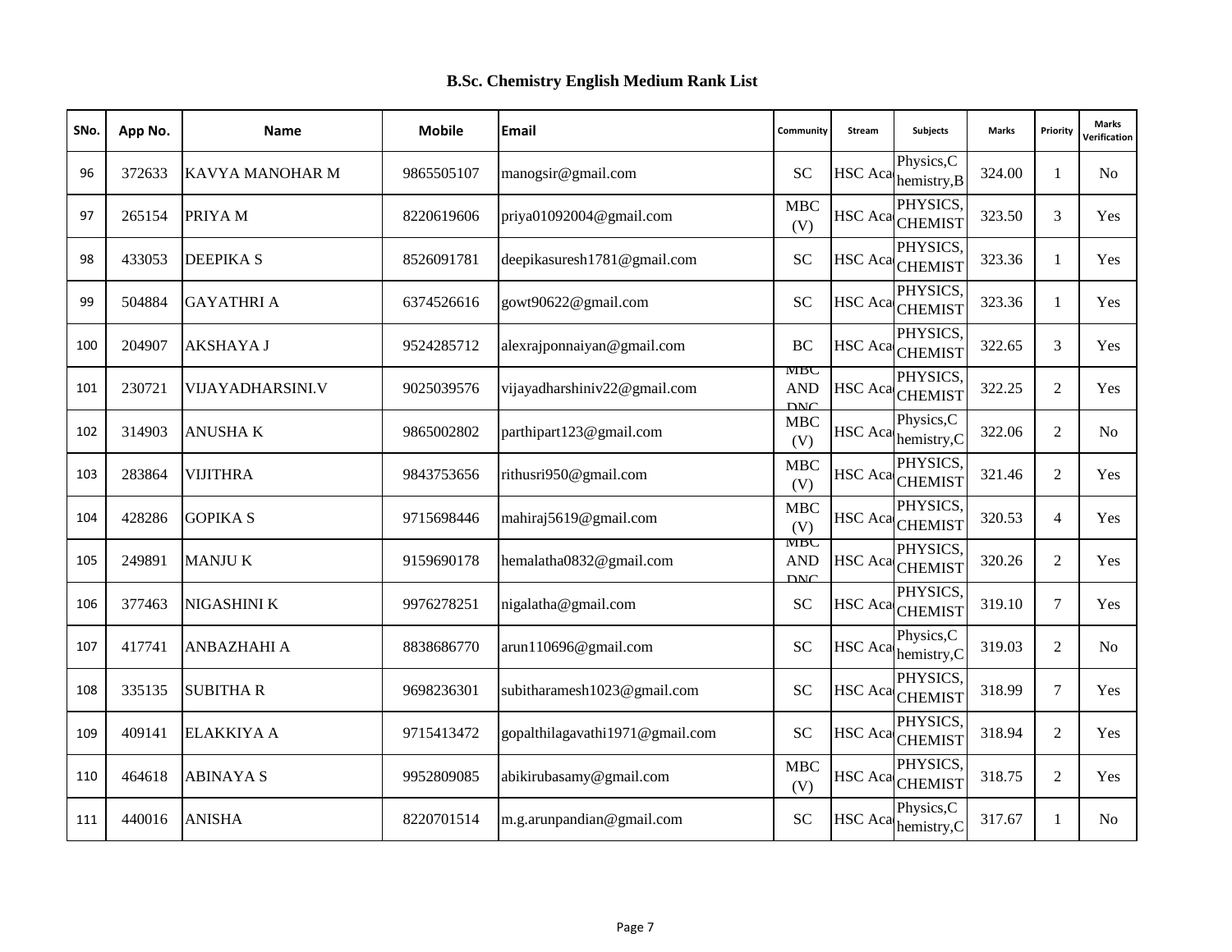## B.Sc. Chemistry English Medium Rank List

| SNo. | App No. | Name | Mobile | Email | Community | Stream | Subjects | Marks | Priority | Marks Verification |
|---|---|---|---|---|---|---|---|---|---|---|
| 96 | 372633 | KAVYA MANOHAR M | 9865505107 | manogsir@gmail.com | SC | HSC Aca | Physics,C hemistry,B | 324.00 | 1 | No |
| 97 | 265154 | PRIYA M | 8220619606 | priya01092004@gmail.com | MBC (V) | HSC Aca | PHYSICS, CHEMIST | 323.50 | 3 | Yes |
| 98 | 433053 | DEEPIKA S | 8526091781 | deepikasuresh1781@gmail.com | SC | HSC Aca | PHYSICS, CHEMIST | 323.36 | 1 | Yes |
| 99 | 504884 | GAYATHRI A | 6374526616 | gowt90622@gmail.com | SC | HSC Aca | PHYSICS, CHEMIST | 323.36 | 1 | Yes |
| 100 | 204907 | AKSHAYA J | 9524285712 | alexrajponnaiyan@gmail.com | BC | HSC Aca | PHYSICS, CHEMIST | 322.65 | 3 | Yes |
| 101 | 230721 | VIJAYADHARSINI.V | 9025039576 | vijayadharshiniv22@gmail.com | MBC AND DNC | HSC Aca | PHYSICS, CHEMIST | 322.25 | 2 | Yes |
| 102 | 314903 | ANUSHA K | 9865002802 | parthipart123@gmail.com | MBC (V) | HSC Aca | Physics,C hemistry,C | 322.06 | 2 | No |
| 103 | 283864 | VIJITHRA | 9843753656 | rithusri950@gmail.com | MBC (V) | HSC Aca | PHYSICS, CHEMIST | 321.46 | 2 | Yes |
| 104 | 428286 | GOPIKA S | 9715698446 | mahiraj5619@gmail.com | MBC (V) | HSC Aca | PHYSICS, CHEMIST | 320.53 | 4 | Yes |
| 105 | 249891 | MANJU K | 9159690178 | hemalatha0832@gmail.com | MBC AND DNC | HSC Aca | PHYSICS, CHEMIST | 320.26 | 2 | Yes |
| 106 | 377463 | NIGASHINI K | 9976278251 | nigalatha@gmail.com | SC | HSC Aca | PHYSICS, CHEMIST | 319.10 | 7 | Yes |
| 107 | 417741 | ANBAZHAHI A | 8838686770 | arun110696@gmail.com | SC | HSC Aca | Physics,C hemistry,C | 319.03 | 2 | No |
| 108 | 335135 | SUBITHA R | 9698236301 | subitharamesh1023@gmail.com | SC | HSC Aca | PHYSICS, CHEMIST | 318.99 | 7 | Yes |
| 109 | 409141 | ELAKKIYA A | 9715413472 | gopalthilagavathi1971@gmail.com | SC | HSC Aca | PHYSICS, CHEMIST | 318.94 | 2 | Yes |
| 110 | 464618 | ABINAYA S | 9952809085 | abikirubasamy@gmail.com | MBC (V) | HSC Aca | PHYSICS, CHEMIST | 318.75 | 2 | Yes |
| 111 | 440016 | ANISHA | 8220701514 | m.g.arunpandian@gmail.com | SC | HSC Aca | Physics,C hemistry,C | 317.67 | 1 | No |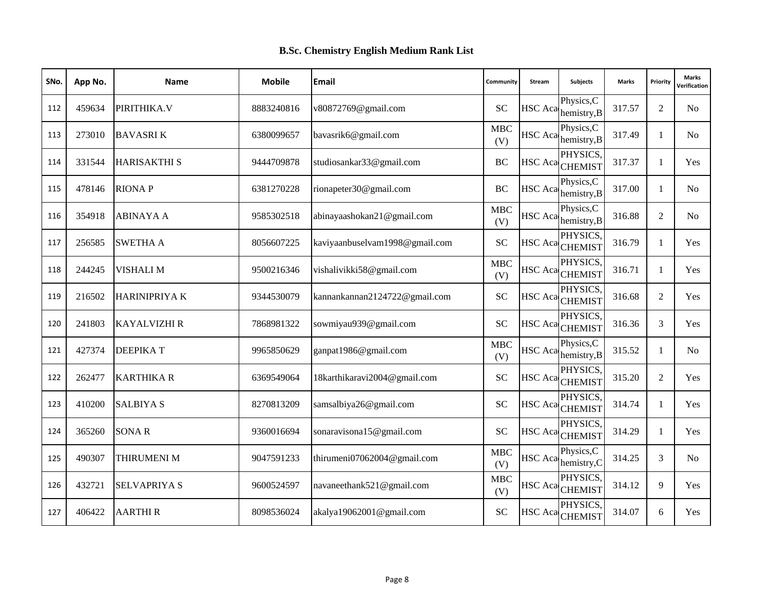# B.Sc. Chemistry English Medium Rank List

| SNo. | App No. | Name | Mobile | Email | Community | Stream | Subjects | Marks | Priority | Marks Verification |
|---|---|---|---|---|---|---|---|---|---|---|
| 112 | 459634 | PIRITHIKA.V | 8883240816 | v80872769@gmail.com | SC | HSC Aca | Physics,C hemistry,B | 317.57 | 2 | No |
| 113 | 273010 | BAVASRI K | 6380099657 | bavasrik6@gmail.com | MBC (V) | HSC Aca | Physics,C hemistry,B | 317.49 | 1 | No |
| 114 | 331544 | HARISAKTHI S | 9444709878 | studiosankar33@gmail.com | BC | HSC Aca | PHYSICS, CHEMIST | 317.37 | 1 | Yes |
| 115 | 478146 | RIONA P | 6381270228 | rionapeter30@gmail.com | BC | HSC Aca | Physics,C hemistry,B | 317.00 | 1 | No |
| 116 | 354918 | ABINAYA A | 9585302518 | abinayaashokan21@gmail.com | MBC (V) | HSC Aca | Physics,C hemistry,B | 316.88 | 2 | No |
| 117 | 256585 | SWETHA A | 8056607225 | kaviyaanbuselvam1998@gmail.com | SC | HSC Aca | PHYSICS, CHEMIST | 316.79 | 1 | Yes |
| 118 | 244245 | VISHALI M | 9500216346 | vishalivikki58@gmail.com | MBC (V) | HSC Aca | PHYSICS, CHEMIST | 316.71 | 1 | Yes |
| 119 | 216502 | HARINIPRIYA K | 9344530079 | kannankannan2124722@gmail.com | SC | HSC Aca | PHYSICS, CHEMIST | 316.68 | 2 | Yes |
| 120 | 241803 | KAYALVIZHI R | 7868981322 | sowmiyau939@gmail.com | SC | HSC Aca | PHYSICS, CHEMIST | 316.36 | 3 | Yes |
| 121 | 427374 | DEEPIKA T | 9965850629 | ganpat1986@gmail.com | MBC (V) | HSC Aca | Physics,C hemistry,B | 315.52 | 1 | No |
| 122 | 262477 | KARTHIKA R | 6369549064 | 18karthikaravi2004@gmail.com | SC | HSC Aca | PHYSICS, CHEMIST | 315.20 | 2 | Yes |
| 123 | 410200 | SALBIYA S | 8270813209 | samsalbiya26@gmail.com | SC | HSC Aca | PHYSICS, CHEMIST | 314.74 | 1 | Yes |
| 124 | 365260 | SONA R | 9360016694 | sonaravisona15@gmail.com | SC | HSC Aca | PHYSICS, CHEMIST | 314.29 | 1 | Yes |
| 125 | 490307 | THIRUMENI M | 9047591233 | thirumeni07062004@gmail.com | MBC (V) | HSC Aca | Physics,C hemistry,C | 314.25 | 3 | No |
| 126 | 432721 | SELVAPRIYA S | 9600524597 | navaneethank521@gmail.com | MBC (V) | HSC Aca | PHYSICS, CHEMIST | 314.12 | 9 | Yes |
| 127 | 406422 | AARTHI R | 8098536024 | akalya19062001@gmail.com | SC | HSC Aca | PHYSICS, CHEMIST | 314.07 | 6 | Yes |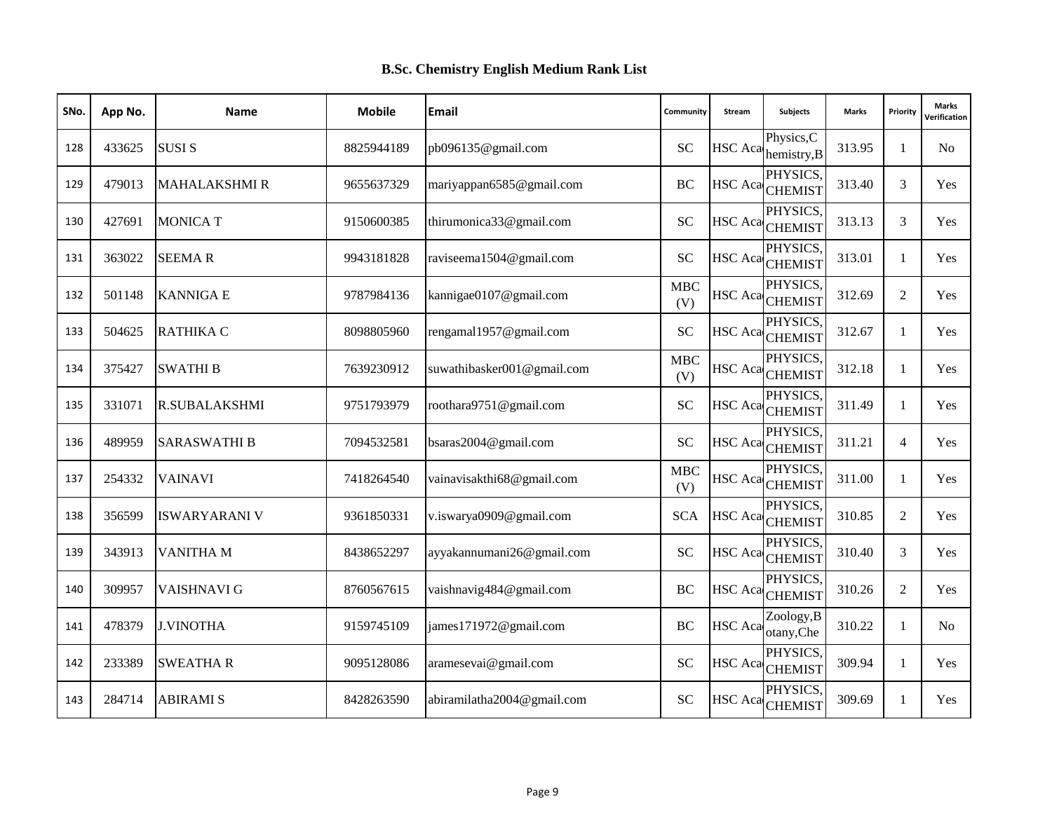## B.Sc. Chemistry English Medium Rank List

| SNo. | App No. | Name | Mobile | Email | Community | Stream | Subjects | Marks | Priority | Marks Verification |
|---|---|---|---|---|---|---|---|---|---|---|
| 128 | 433625 | SUSI S | 8825944189 | pb096135@gmail.com | SC | HSC Aca | Physics,C hemistry,B | 313.95 | 1 | No |
| 129 | 479013 | MAHALAKSHMI R | 9655637329 | mariyappan6585@gmail.com | BC | HSC Aca | PHYSICS, CHEMIST | 313.40 | 3 | Yes |
| 130 | 427691 | MONICA T | 9150600385 | thirumonica33@gmail.com | SC | HSC Aca | PHYSICS, CHEMIST | 313.13 | 3 | Yes |
| 131 | 363022 | SEEMA R | 9943181828 | raviseema1504@gmail.com | SC | HSC Aca | PHYSICS, CHEMIST | 313.01 | 1 | Yes |
| 132 | 501148 | KANNIGA E | 9787984136 | kannigae0107@gmail.com | MBC (V) | HSC Aca | PHYSICS, CHEMIST | 312.69 | 2 | Yes |
| 133 | 504625 | RATHIKA C | 8098805960 | rengamal1957@gmail.com | SC | HSC Aca | PHYSICS, CHEMIST | 312.67 | 1 | Yes |
| 134 | 375427 | SWATHI B | 7639230912 | suwathibasker001@gmail.com | MBC (V) | HSC Aca | PHYSICS, CHEMIST | 312.18 | 1 | Yes |
| 135 | 331071 | R.SUBALAKSHMI | 9751793979 | roothara9751@gmail.com | SC | HSC Aca | PHYSICS, CHEMIST | 311.49 | 1 | Yes |
| 136 | 489959 | SARASWATHI B | 7094532581 | bsaras2004@gmail.com | SC | HSC Aca | PHYSICS, CHEMIST | 311.21 | 4 | Yes |
| 137 | 254332 | VAINAVI | 7418264540 | vainavisakthi68@gmail.com | MBC (V) | HSC Aca | PHYSICS, CHEMIST | 311.00 | 1 | Yes |
| 138 | 356599 | ISWARYARANI V | 9361850331 | v.iswarya0909@gmail.com | SCA | HSC Aca | PHYSICS, CHEMIST | 310.85 | 2 | Yes |
| 139 | 343913 | VANITHA M | 8438652297 | ayyakannumani26@gmail.com | SC | HSC Aca | PHYSICS, CHEMIST | 310.40 | 3 | Yes |
| 140 | 309957 | VAISHNAVI G | 8760567615 | vaishnavig484@gmail.com | BC | HSC Aca | PHYSICS, CHEMIST | 310.26 | 2 | Yes |
| 141 | 478379 | J.VINOTHA | 9159745109 | james171972@gmail.com | BC | HSC Aca | Zoology,B otany,Che | 310.22 | 1 | No |
| 142 | 233389 | SWEATHA R | 9095128086 | aramesevai@gmail.com | SC | HSC Aca | PHYSICS, CHEMIST | 309.94 | 1 | Yes |
| 143 | 284714 | ABIRAMI S | 8428263590 | abiramilatha2004@gmail.com | SC | HSC Aca | PHYSICS, CHEMIST | 309.69 | 1 | Yes |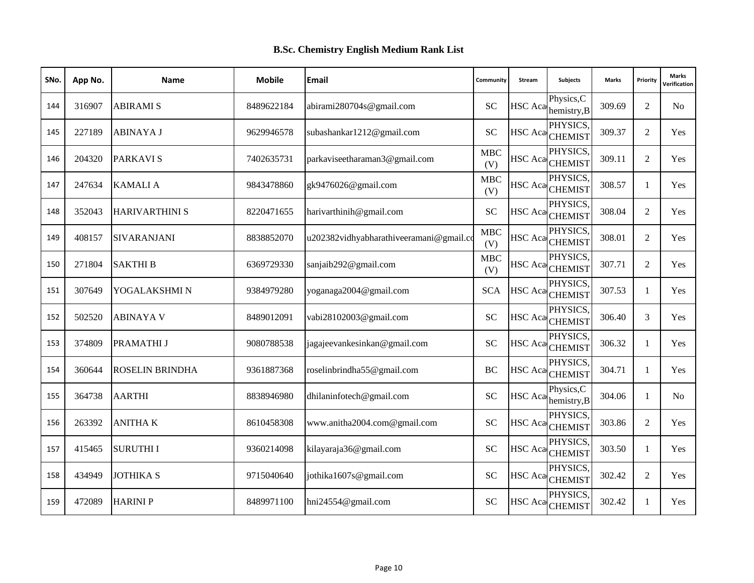# B.Sc. Chemistry English Medium Rank List

| SNo. | App No. | Name | Mobile | Email | Community | Stream | Subjects | Marks | Priority | Marks Verification |
|---|---|---|---|---|---|---|---|---|---|---|
| 144 | 316907 | ABIRAMI S | 8489622184 | abirami280704s@gmail.com | SC | HSC Aca | Physics,C hemistry,B | 309.69 | 2 | No |
| 145 | 227189 | ABINAYA J | 9629946578 | subashankar1212@gmail.com | SC | HSC Aca | PHYSICS, CHEMIST | 309.37 | 2 | Yes |
| 146 | 204320 | PARKAVI S | 7402635731 | parkaviseetharaman3@gmail.com | MBC (V) | HSC Aca | PHYSICS, CHEMIST | 309.11 | 2 | Yes |
| 147 | 247634 | KAMALI A | 9843478860 | gk9476026@gmail.com | MBC (V) | HSC Aca | PHYSICS, CHEMIST | 308.57 | 1 | Yes |
| 148 | 352043 | HARIVARTHINI S | 8220471655 | harivarthinih@gmail.com | SC | HSC Aca | PHYSICS, CHEMIST | 308.04 | 2 | Yes |
| 149 | 408157 | SIVARANJANI | 8838852070 | u202382vidhyabharathiveeramani@gmail.co | MBC (V) | HSC Aca | PHYSICS, CHEMIST | 308.01 | 2 | Yes |
| 150 | 271804 | SAKTHI B | 6369729330 | sanjaib292@gmail.com | MBC (V) | HSC Aca | PHYSICS, CHEMIST | 307.71 | 2 | Yes |
| 151 | 307649 | YOGALAKSHMI N | 9384979280 | yoganaga2004@gmail.com | SCA | HSC Aca | PHYSICS, CHEMIST | 307.53 | 1 | Yes |
| 152 | 502520 | ABINAYA V | 8489012091 | vabi28102003@gmail.com | SC | HSC Aca | PHYSICS, CHEMIST | 306.40 | 3 | Yes |
| 153 | 374809 | PRAMATHI J | 9080788538 | jagajeevankesinkan@gmail.com | SC | HSC Aca | PHYSICS, CHEMIST | 306.32 | 1 | Yes |
| 154 | 360644 | ROSELIN BRINDHA | 9361887368 | roselinbrindha55@gmail.com | BC | HSC Aca | PHYSICS, CHEMIST | 304.71 | 1 | Yes |
| 155 | 364738 | AARTHI | 8838946980 | dhilaninfotech@gmail.com | SC | HSC Aca | Physics,C hemistry,B | 304.06 | 1 | No |
| 156 | 263392 | ANITHA K | 8610458308 | www.anitha2004.com@gmail.com | SC | HSC Aca | PHYSICS, CHEMIST | 303.86 | 2 | Yes |
| 157 | 415465 | SURUTHI I | 9360214098 | kilayaraja36@gmail.com | SC | HSC Aca | PHYSICS, CHEMIST | 303.50 | 1 | Yes |
| 158 | 434949 | JOTHIKA S | 9715040640 | jothika1607s@gmail.com | SC | HSC Aca | PHYSICS, CHEMIST | 302.42 | 2 | Yes |
| 159 | 472089 | HARINI P | 8489971100 | hni24554@gmail.com | SC | HSC Aca | PHYSICS, CHEMIST | 302.42 | 1 | Yes |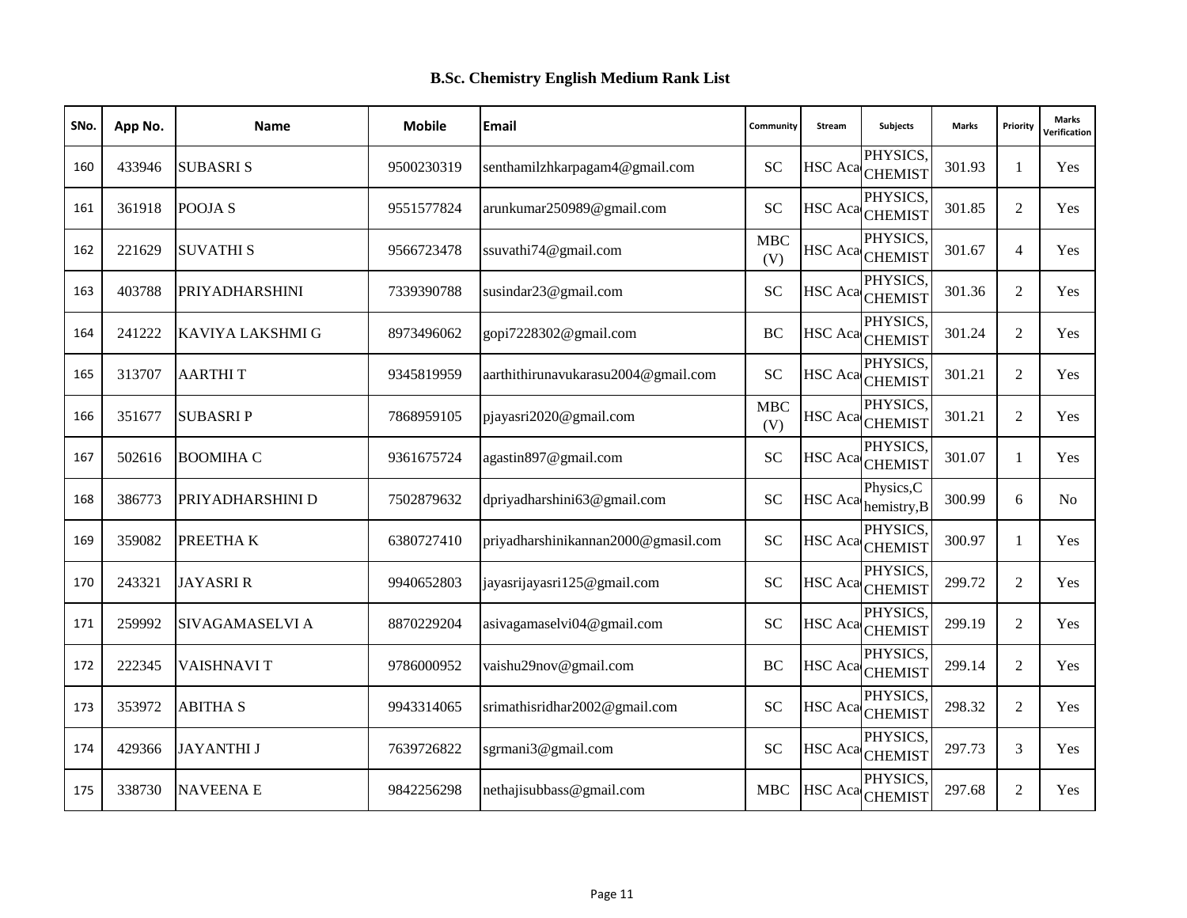# B.Sc. Chemistry English Medium Rank List

| SNo. | App No. | Name | Mobile | Email | Community | Stream | Subjects | Marks | Priority | Marks Verification |
|---|---|---|---|---|---|---|---|---|---|---|
| 160 | 433946 | SUBASRI S | 9500230319 | senthamilzhkarpagam4@gmail.com | SC | HSC Aca | PHYSICS, CHEMIST | 301.93 | 1 | Yes |
| 161 | 361918 | POOJA S | 9551577824 | arunkumar250989@gmail.com | SC | HSC Aca | PHYSICS, CHEMIST | 301.85 | 2 | Yes |
| 162 | 221629 | SUVATHI S | 9566723478 | ssuvathi74@gmail.com | MBC (V) | HSC Aca | PHYSICS, CHEMIST | 301.67 | 4 | Yes |
| 163 | 403788 | PRIYADHARSHINI | 7339390788 | susindar23@gmail.com | SC | HSC Aca | PHYSICS, CHEMIST | 301.36 | 2 | Yes |
| 164 | 241222 | KAVIYA LAKSHMI G | 8973496062 | gopi7228302@gmail.com | BC | HSC Aca | PHYSICS, CHEMIST | 301.24 | 2 | Yes |
| 165 | 313707 | AARTHI T | 9345819959 | aarthithirunavukarasu2004@gmail.com | SC | HSC Aca | PHYSICS, CHEMIST | 301.21 | 2 | Yes |
| 166 | 351677 | SUBASRI P | 7868959105 | pjayasri2020@gmail.com | MBC (V) | HSC Aca | PHYSICS, CHEMIST | 301.21 | 2 | Yes |
| 167 | 502616 | BOOMIHA C | 9361675724 | agastin897@gmail.com | SC | HSC Aca | PHYSICS, CHEMIST | 301.07 | 1 | Yes |
| 168 | 386773 | PRIYADHARSHINI D | 7502879632 | dpriyadharshini63@gmail.com | SC | HSC Aca | Physics,C hemistry,B | 300.99 | 6 | No |
| 169 | 359082 | PREETHA K | 6380727410 | priyadharshinikannan2000@gmasil.com | SC | HSC Aca | PHYSICS, CHEMIST | 300.97 | 1 | Yes |
| 170 | 243321 | JAYASRI R | 9940652803 | jayasrijayasri125@gmail.com | SC | HSC Aca | PHYSICS, CHEMIST | 299.72 | 2 | Yes |
| 171 | 259992 | SIVAGAMASELVI A | 8870229204 | asivagamaselvi04@gmail.com | SC | HSC Aca | PHYSICS, CHEMIST | 299.19 | 2 | Yes |
| 172 | 222345 | VAISHNAVI T | 9786000952 | vaishu29nov@gmail.com | BC | HSC Aca | PHYSICS, CHEMIST | 299.14 | 2 | Yes |
| 173 | 353972 | ABITHA S | 9943314065 | srimathisridhar2002@gmail.com | SC | HSC Aca | PHYSICS, CHEMIST | 298.32 | 2 | Yes |
| 174 | 429366 | JAYANTHI J | 7639726822 | sgrmani3@gmail.com | SC | HSC Aca | PHYSICS, CHEMIST | 297.73 | 3 | Yes |
| 175 | 338730 | NAVEENA E | 9842256298 | nethajisubbass@gmail.com | MBC | HSC Aca | PHYSICS, CHEMIST | 297.68 | 2 | Yes |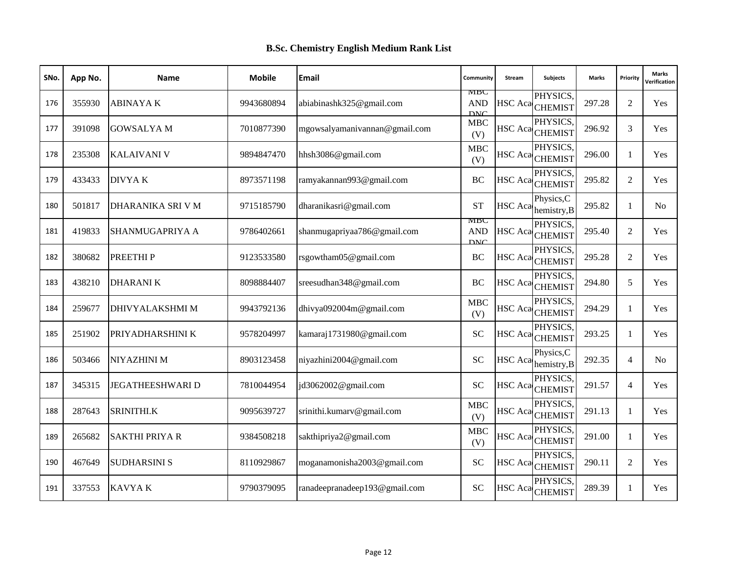# B.Sc. Chemistry English Medium Rank List

| SNo. | App No. | Name | Mobile | Email | Community | Stream | Subjects | Marks | Priority | Marks Verification |
|---|---|---|---|---|---|---|---|---|---|---|
| 176 | 355930 | ABINAYA K | 9943680894 | abiabinashk325@gmail.com | MBC AND DNC | HSC Aca | PHYSICS, CHEMIST | 297.28 | 2 | Yes |
| 177 | 391098 | GOWSALYA M | 7010877390 | mgowsalyamanivannan@gmail.com | MBC (V) | HSC Aca | PHYSICS, CHEMIST | 296.92 | 3 | Yes |
| 178 | 235308 | KALAIVANI V | 9894847470 | hhsh3086@gmail.com | MBC (V) | HSC Aca | PHYSICS, CHEMIST | 296.00 | 1 | Yes |
| 179 | 433433 | DIVYA K | 8973571198 | ramyakannan993@gmail.com | BC | HSC Aca | PHYSICS, CHEMIST | 295.82 | 2 | Yes |
| 180 | 501817 | DHARANIKA SRI V M | 9715185790 | dharanikasri@gmail.com | ST | HSC Aca | Physics,C hemistry,B | 295.82 | 1 | No |
| 181 | 419833 | SHANMUGAPRIYA A | 9786402661 | shanmugapriyaa786@gmail.com | MBC AND DNC | HSC Aca | PHYSICS, CHEMIST | 295.40 | 2 | Yes |
| 182 | 380682 | PREETHI P | 9123533580 | rsgowtham05@gmail.com | BC | HSC Aca | PHYSICS, CHEMIST | 295.28 | 2 | Yes |
| 183 | 438210 | DHARANI K | 8098884407 | sreesudhan348@gmail.com | BC | HSC Aca | PHYSICS, CHEMIST | 294.80 | 5 | Yes |
| 184 | 259677 | DHIVYALAKSHMI M | 9943792136 | dhivya092004m@gmail.com | MBC (V) | HSC Aca | PHYSICS, CHEMIST | 294.29 | 1 | Yes |
| 185 | 251902 | PRIYADHARSHINI K | 9578204997 | kamaraj1731980@gmail.com | SC | HSC Aca | PHYSICS, CHEMIST | 293.25 | 1 | Yes |
| 186 | 503466 | NIYAZHINI M | 8903123458 | niyazhini2004@gmail.com | SC | HSC Aca | Physics,C hemistry,B | 292.35 | 4 | No |
| 187 | 345315 | JEGATHEESHWARI D | 7810044954 | jd3062002@gmail.com | SC | HSC Aca | PHYSICS, CHEMIST | 291.57 | 4 | Yes |
| 188 | 287643 | SRINITHI.K | 9095639727 | srinithi.kumarv@gmail.com | MBC (V) | HSC Aca | PHYSICS, CHEMIST | 291.13 | 1 | Yes |
| 189 | 265682 | SAKTHI PRIYA R | 9384508218 | sakthipriya2@gmail.com | MBC (V) | HSC Aca | PHYSICS, CHEMIST | 291.00 | 1 | Yes |
| 190 | 467649 | SUDHARSINI S | 8110929867 | moganamonisha2003@gmail.com | SC | HSC Aca | PHYSICS, CHEMIST | 290.11 | 2 | Yes |
| 191 | 337553 | KAVYA K | 9790379095 | ranadeepranadeep193@gmail.com | SC | HSC Aca | PHYSICS, CHEMIST | 289.39 | 1 | Yes |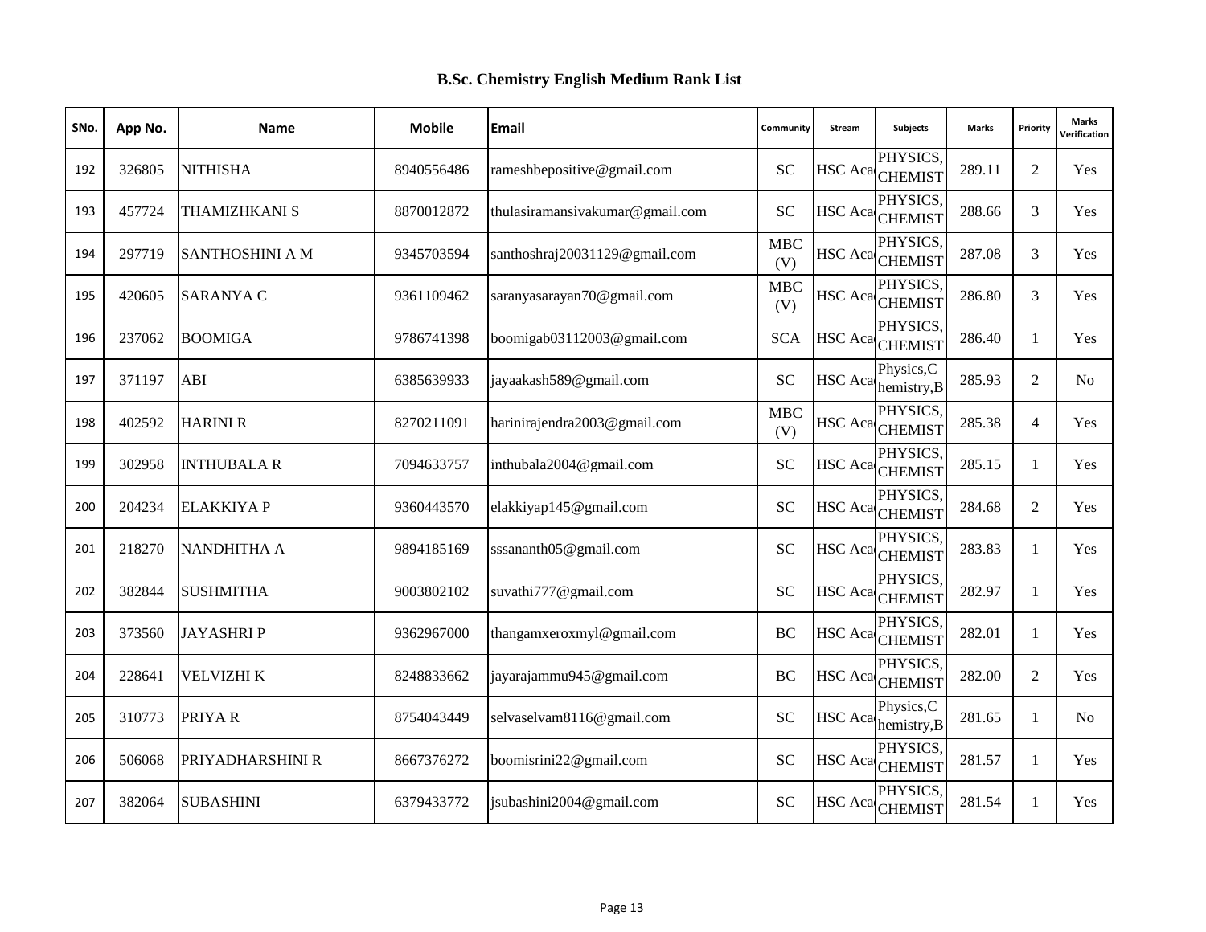## B.Sc. Chemistry English Medium Rank List

| SNo. | App No. | Name | Mobile | Email | Community | Stream | Subjects | Marks | Priority | Marks Verification |
|---|---|---|---|---|---|---|---|---|---|---|
| 192 | 326805 | NITHISHA | 8940556486 | rameshbepositive@gmail.com | SC | HSC Aca | PHYSICS, CHEMIST | 289.11 | 2 | Yes |
| 193 | 457724 | THAMIZHKANI S | 8870012872 | thulasiramansivakumar@gmail.com | SC | HSC Aca | PHYSICS, CHEMIST | 288.66 | 3 | Yes |
| 194 | 297719 | SANTHOSHINI A M | 9345703594 | santhoshraj20031129@gmail.com | MBC (V) | HSC Aca | PHYSICS, CHEMIST | 287.08 | 3 | Yes |
| 195 | 420605 | SARANYA C | 9361109462 | saranyasarayan70@gmail.com | MBC (V) | HSC Aca | PHYSICS, CHEMIST | 286.80 | 3 | Yes |
| 196 | 237062 | BOOMIGA | 9786741398 | boomigab03112003@gmail.com | SCA | HSC Aca | PHYSICS, CHEMIST | 286.40 | 1 | Yes |
| 197 | 371197 | ABI | 6385639933 | jayaakash589@gmail.com | SC | HSC Aca | Physics,C hemistry,B | 285.93 | 2 | No |
| 198 | 402592 | HARINI R | 8270211091 | harinirajendra2003@gmail.com | MBC (V) | HSC Aca | PHYSICS, CHEMIST | 285.38 | 4 | Yes |
| 199 | 302958 | INTHUBALA R | 7094633757 | inthubala2004@gmail.com | SC | HSC Aca | PHYSICS, CHEMIST | 285.15 | 1 | Yes |
| 200 | 204234 | ELAKKIYA P | 9360443570 | elakkiyap145@gmail.com | SC | HSC Aca | PHYSICS, CHEMIST | 284.68 | 2 | Yes |
| 201 | 218270 | NANDHITHA A | 9894185169 | sssananth05@gmail.com | SC | HSC Aca | PHYSICS, CHEMIST | 283.83 | 1 | Yes |
| 202 | 382844 | SUSHMITHA | 9003802102 | suvathi777@gmail.com | SC | HSC Aca | PHYSICS, CHEMIST | 282.97 | 1 | Yes |
| 203 | 373560 | JAYASHRI P | 9362967000 | thangamxeroxmyl@gmail.com | BC | HSC Aca | PHYSICS, CHEMIST | 282.01 | 1 | Yes |
| 204 | 228641 | VELVIZHI K | 8248833662 | jayarajammu945@gmail.com | BC | HSC Aca | PHYSICS, CHEMIST | 282.00 | 2 | Yes |
| 205 | 310773 | PRIYA R | 8754043449 | selvaselvam8116@gmail.com | SC | HSC Aca | Physics,C hemistry,B | 281.65 | 1 | No |
| 206 | 506068 | PRIYADHARSHINI R | 8667376272 | boomisrini22@gmail.com | SC | HSC Aca | PHYSICS, CHEMIST | 281.57 | 1 | Yes |
| 207 | 382064 | SUBASHINI | 6379433772 | jsubashini2004@gmail.com | SC | HSC Aca | PHYSICS, CHEMIST | 281.54 | 1 | Yes |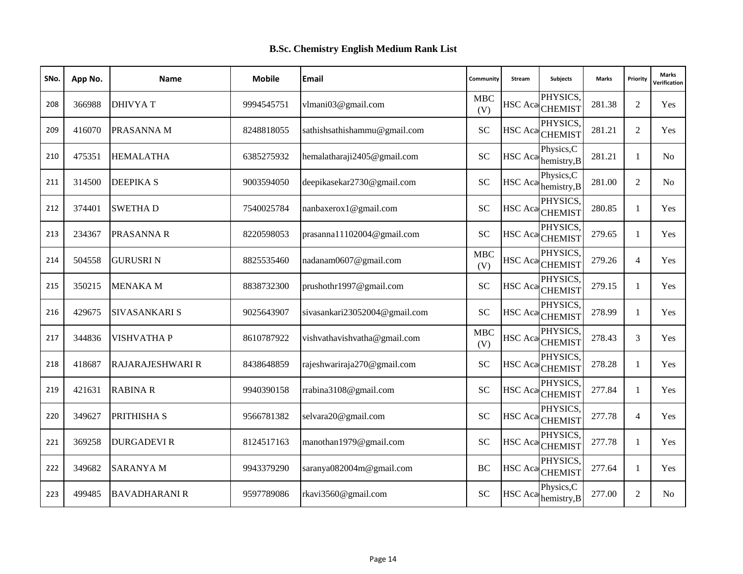# B.Sc. Chemistry English Medium Rank List

| SNo. | App No. | Name | Mobile | Email | Community | Stream | Subjects | Marks | Priority | Marks Verification |
|---|---|---|---|---|---|---|---|---|---|---|
| 208 | 366988 | DHIVYA T | 9994545751 | vlmani03@gmail.com | MBC (V) | HSC Aca | PHYSICS, CHEMIST | 281.38 | 2 | Yes |
| 209 | 416070 | PRASANNA M | 8248818055 | sathishsathishammu@gmail.com | SC | HSC Aca | PHYSICS, CHEMIST | 281.21 | 2 | Yes |
| 210 | 475351 | HEMALATHA | 6385275932 | hemalatharaji2405@gmail.com | SC | HSC Aca | Physics,C hemistry,B | 281.21 | 1 | No |
| 211 | 314500 | DEEPIKA S | 9003594050 | deepikasekar2730@gmail.com | SC | HSC Aca | Physics,C hemistry,B | 281.00 | 2 | No |
| 212 | 374401 | SWETHA D | 7540025784 | nanbaxerox1@gmail.com | SC | HSC Aca | PHYSICS, CHEMIST | 280.85 | 1 | Yes |
| 213 | 234367 | PRASANNA R | 8220598053 | prasanna11102004@gmail.com | SC | HSC Aca | PHYSICS, CHEMIST | 279.65 | 1 | Yes |
| 214 | 504558 | GURUSRI N | 8825535460 | nadanam0607@gmail.com | MBC (V) | HSC Aca | PHYSICS, CHEMIST | 279.26 | 4 | Yes |
| 215 | 350215 | MENAKA M | 8838732300 | prushothr1997@gmail.com | SC | HSC Aca | PHYSICS, CHEMIST | 279.15 | 1 | Yes |
| 216 | 429675 | SIVASANKARI S | 9025643907 | sivasankari23052004@gmail.com | SC | HSC Aca | PHYSICS, CHEMIST | 278.99 | 1 | Yes |
| 217 | 344836 | VISHVATHA P | 8610787922 | vishvathavishvatha@gmail.com | MBC (V) | HSC Aca | PHYSICS, CHEMIST | 278.43 | 3 | Yes |
| 218 | 418687 | RAJARAJESHWARI R | 8438648859 | rajeshwariraja270@gmail.com | SC | HSC Aca | PHYSICS, CHEMIST | 278.28 | 1 | Yes |
| 219 | 421631 | RABINA R | 9940390158 | rrabina3108@gmail.com | SC | HSC Aca | PHYSICS, CHEMIST | 277.84 | 1 | Yes |
| 220 | 349627 | PRITHISHA S | 9566781382 | selvara20@gmail.com | SC | HSC Aca | PHYSICS, CHEMIST | 277.78 | 4 | Yes |
| 221 | 369258 | DURGADEVI R | 8124517163 | manothan1979@gmail.com | SC | HSC Aca | PHYSICS, CHEMIST | 277.78 | 1 | Yes |
| 222 | 349682 | SARANYA M | 9943379290 | saranya082004m@gmail.com | BC | HSC Aca | PHYSICS, CHEMIST | 277.64 | 1 | Yes |
| 223 | 499485 | BAVADHARANI R | 9597789086 | rkavi3560@gmail.com | SC | HSC Aca | Physics,C hemistry,B | 277.00 | 2 | No |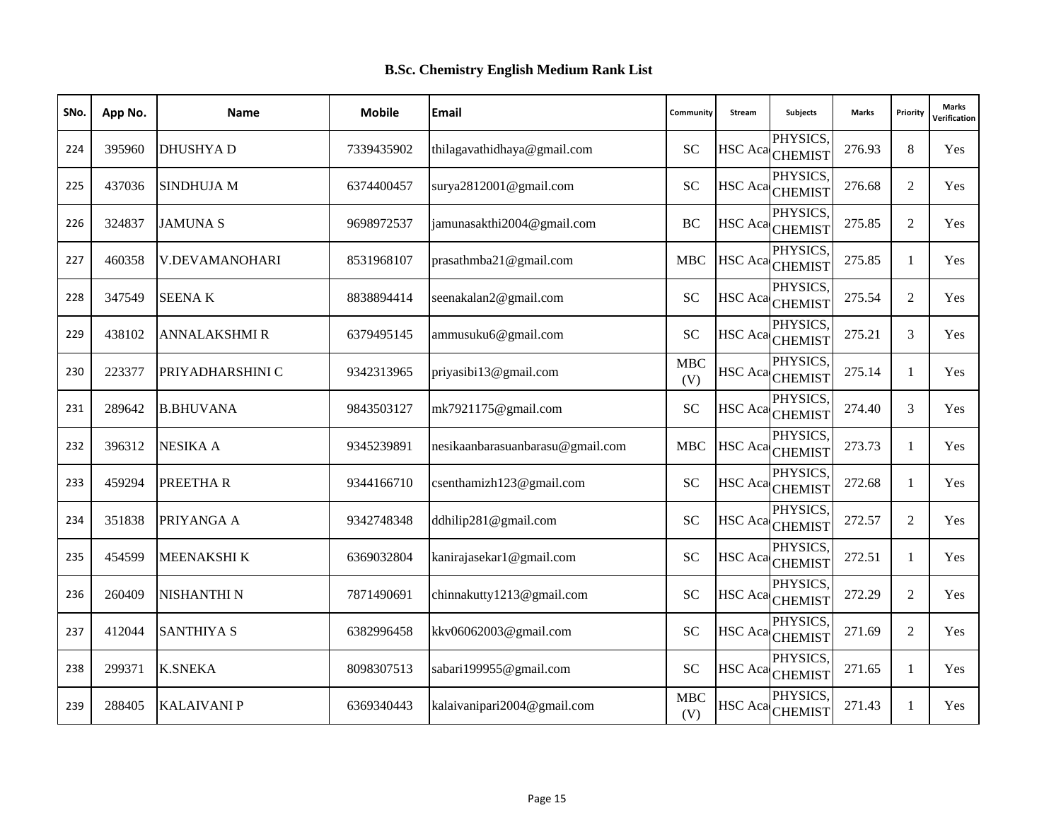## B.Sc. Chemistry English Medium Rank List

| SNo. | App No. | Name | Mobile | Email | Community | Stream | Subjects | Marks | Priority | Marks Verification |
|---|---|---|---|---|---|---|---|---|---|---|
| 224 | 395960 | DHUSHYA D | 7339435902 | thilagavathidhaya@gmail.com | SC | HSC Aca | PHYSICS, CHEMIST | 276.93 | 8 | Yes |
| 225 | 437036 | SINDHUJA M | 6374400457 | surya2812001@gmail.com | SC | HSC Aca | PHYSICS, CHEMIST | 276.68 | 2 | Yes |
| 226 | 324837 | JAMUNA S | 9698972537 | jamunasakthi2004@gmail.com | BC | HSC Aca | PHYSICS, CHEMIST | 275.85 | 2 | Yes |
| 227 | 460358 | V.DEVAMANOHARI | 8531968107 | prasathmba21@gmail.com | MBC | HSC Aca | PHYSICS, CHEMIST | 275.85 | 1 | Yes |
| 228 | 347549 | SEENA K | 8838894414 | seenakalan2@gmail.com | SC | HSC Aca | PHYSICS, CHEMIST | 275.54 | 2 | Yes |
| 229 | 438102 | ANNALAKSHMI R | 6379495145 | ammusuku6@gmail.com | SC | HSC Aca | PHYSICS, CHEMIST | 275.21 | 3 | Yes |
| 230 | 223377 | PRIYADHARSHINI C | 9342313965 | priyasibi13@gmail.com | MBC (V) | HSC Aca | PHYSICS, CHEMIST | 275.14 | 1 | Yes |
| 231 | 289642 | B.BHUVANA | 9843503127 | mk7921175@gmail.com | SC | HSC Aca | PHYSICS, CHEMIST | 274.40 | 3 | Yes |
| 232 | 396312 | NESIKA A | 9345239891 | nesikaanbarasuanbarasu@gmail.com | MBC | HSC Aca | PHYSICS, CHEMIST | 273.73 | 1 | Yes |
| 233 | 459294 | PREETHA R | 9344166710 | csenthamizh123@gmail.com | SC | HSC Aca | PHYSICS, CHEMIST | 272.68 | 1 | Yes |
| 234 | 351838 | PRIYANGA A | 9342748348 | ddhilip281@gmail.com | SC | HSC Aca | PHYSICS, CHEMIST | 272.57 | 2 | Yes |
| 235 | 454599 | MEENAKSHI K | 6369032804 | kanirajasekar1@gmail.com | SC | HSC Aca | PHYSICS, CHEMIST | 272.51 | 1 | Yes |
| 236 | 260409 | NISHANTHI N | 7871490691 | chinnakutty1213@gmail.com | SC | HSC Aca | PHYSICS, CHEMIST | 272.29 | 2 | Yes |
| 237 | 412044 | SANTHIYA S | 6382996458 | kkv06062003@gmail.com | SC | HSC Aca | PHYSICS, CHEMIST | 271.69 | 2 | Yes |
| 238 | 299371 | K.SNEKA | 8098307513 | sabari199955@gmail.com | SC | HSC Aca | PHYSICS, CHEMIST | 271.65 | 1 | Yes |
| 239 | 288405 | KALAIVANI P | 6369340443 | kalaivanipari2004@gmail.com | MBC (V) | HSC Aca | PHYSICS, CHEMIST | 271.43 | 1 | Yes |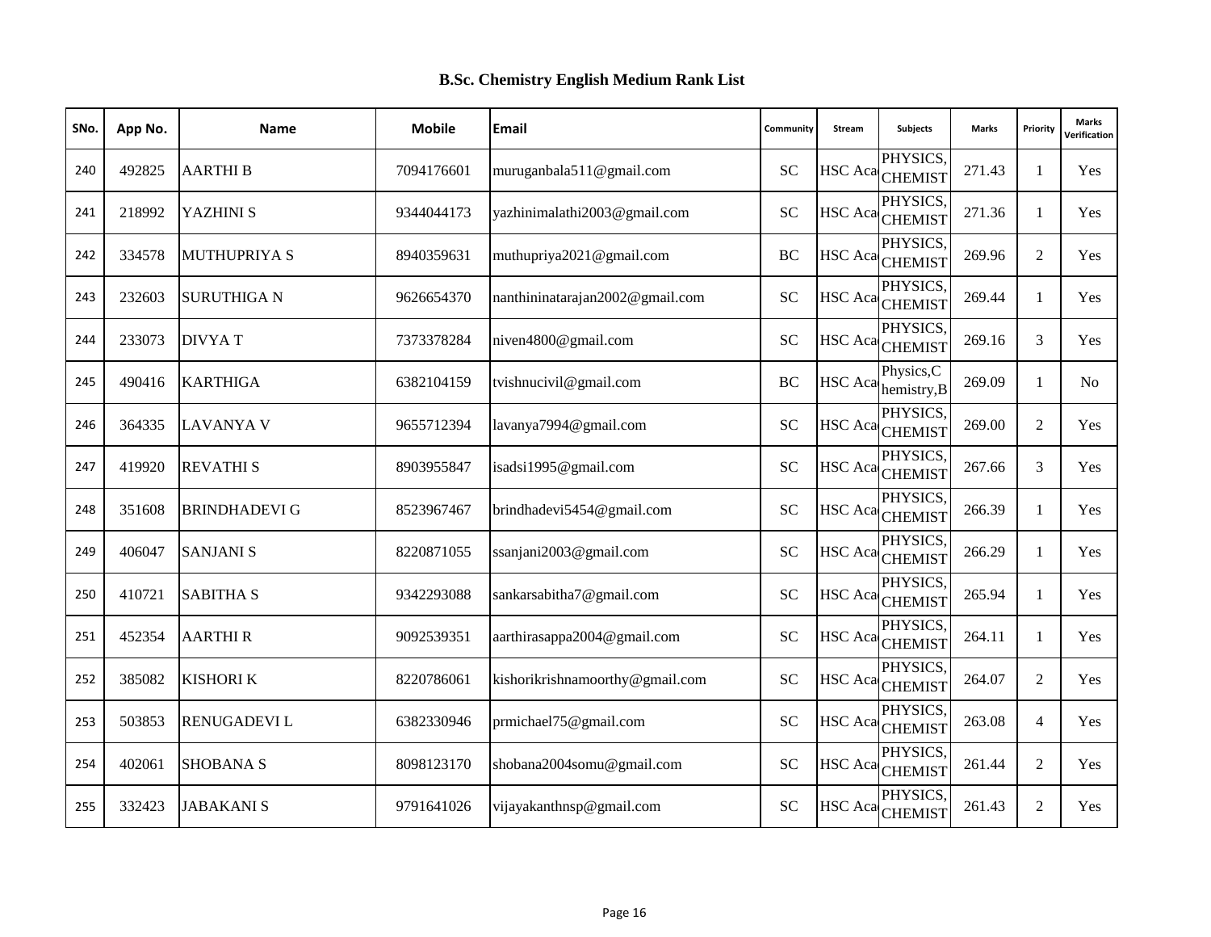# B.Sc. Chemistry English Medium Rank List

| SNo. | App No. | Name | Mobile | Email | Community | Stream | Subjects | Marks | Priority | Marks Verification |
|---|---|---|---|---|---|---|---|---|---|---|
| 240 | 492825 | AARTHI B | 7094176601 | muruganbala511@gmail.com | SC | HSC Aca | PHYSICS, CHEMIST | 271.43 | 1 | Yes |
| 241 | 218992 | YAZHINI S | 9344044173 | yazhinimalathi2003@gmail.com | SC | HSC Aca | PHYSICS, CHEMIST | 271.36 | 1 | Yes |
| 242 | 334578 | MUTHUPRIYA S | 8940359631 | muthupriya2021@gmail.com | BC | HSC Aca | PHYSICS, CHEMIST | 269.96 | 2 | Yes |
| 243 | 232603 | SURUTHIGA N | 9626654370 | nanthininatarajan2002@gmail.com | SC | HSC Aca | PHYSICS, CHEMIST | 269.44 | 1 | Yes |
| 244 | 233073 | DIVYA T | 7373378284 | niven4800@gmail.com | SC | HSC Aca | PHYSICS, CHEMIST | 269.16 | 3 | Yes |
| 245 | 490416 | KARTHIGA | 6382104159 | tvishnucivil@gmail.com | BC | HSC Aca | Physics,C hemistry,B | 269.09 | 1 | No |
| 246 | 364335 | LAVANYA V | 9655712394 | lavanya7994@gmail.com | SC | HSC Aca | PHYSICS, CHEMIST | 269.00 | 2 | Yes |
| 247 | 419920 | REVATHI S | 8903955847 | isadsi1995@gmail.com | SC | HSC Aca | PHYSICS, CHEMIST | 267.66 | 3 | Yes |
| 248 | 351608 | BRINDHADEVI G | 8523967467 | brindhadevi5454@gmail.com | SC | HSC Aca | PHYSICS, CHEMIST | 266.39 | 1 | Yes |
| 249 | 406047 | SANJANI S | 8220871055 | ssanjani2003@gmail.com | SC | HSC Aca | PHYSICS, CHEMIST | 266.29 | 1 | Yes |
| 250 | 410721 | SABITHA S | 9342293088 | sankarsabitha7@gmail.com | SC | HSC Aca | PHYSICS, CHEMIST | 265.94 | 1 | Yes |
| 251 | 452354 | AARTHI R | 9092539351 | aarthirasappa2004@gmail.com | SC | HSC Aca | PHYSICS, CHEMIST | 264.11 | 1 | Yes |
| 252 | 385082 | KISHORI K | 8220786061 | kishorikrishnamoorthy@gmail.com | SC | HSC Aca | PHYSICS, CHEMIST | 264.07 | 2 | Yes |
| 253 | 503853 | RENUGADEVI L | 6382330946 | prmichael75@gmail.com | SC | HSC Aca | PHYSICS, CHEMIST | 263.08 | 4 | Yes |
| 254 | 402061 | SHOBANA S | 8098123170 | shobana2004somu@gmail.com | SC | HSC Aca | PHYSICS, CHEMIST | 261.44 | 2 | Yes |
| 255 | 332423 | JABAKANI S | 9791641026 | vijayakanthnsp@gmail.com | SC | HSC Aca | PHYSICS, CHEMIST | 261.43 | 2 | Yes |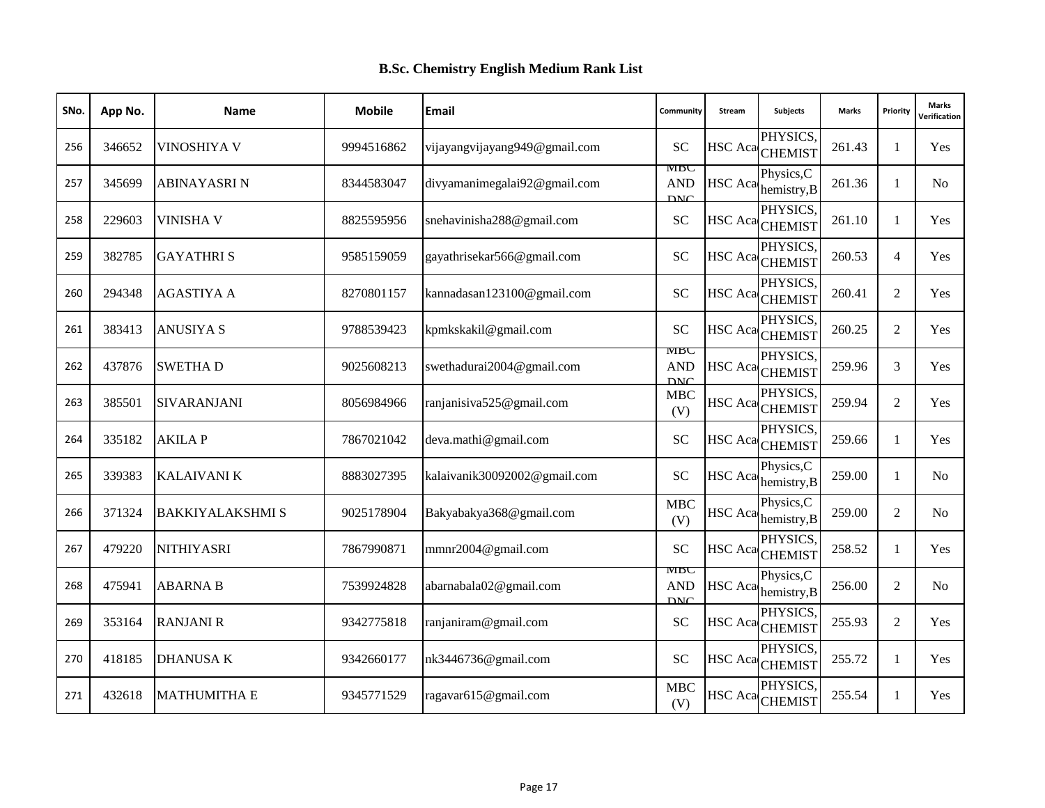# B.Sc. Chemistry English Medium Rank List

| SNo. | App No. | Name | Mobile | Email | Community | Stream | Subjects | Marks | Priority | Marks Verification |
|---|---|---|---|---|---|---|---|---|---|---|
| 256 | 346652 | VINOSHIYA V | 9994516862 | vijayangvijayang949@gmail.com | SC | HSC Aca | PHYSICS, CHEMIST | 261.43 | 1 | Yes |
| 257 | 345699 | ABINAYASRI N | 8344583047 | divyamanimegalai92@gmail.com | MBC AND DNC | HSC Aca | Physics,C hemistry,B | 261.36 | 1 | No |
| 258 | 229603 | VINISHA V | 8825595956 | snehavinisha288@gmail.com | SC | HSC Aca | PHYSICS, CHEMIST | 261.10 | 1 | Yes |
| 259 | 382785 | GAYATHRI S | 9585159059 | gayathrisekar566@gmail.com | SC | HSC Aca | PHYSICS, CHEMIST | 260.53 | 4 | Yes |
| 260 | 294348 | AGASTIYA A | 8270801157 | kannadasan123100@gmail.com | SC | HSC Aca | PHYSICS, CHEMIST | 260.41 | 2 | Yes |
| 261 | 383413 | ANUSIYA S | 9788539423 | kpmkskakil@gmail.com | SC | HSC Aca | PHYSICS, CHEMIST | 260.25 | 2 | Yes |
| 262 | 437876 | SWETHA D | 9025608213 | swethadurai2004@gmail.com | MBC AND DNC | HSC Aca | PHYSICS, CHEMIST | 259.96 | 3 | Yes |
| 263 | 385501 | SIVARANJANI | 8056984966 | ranjanisiva525@gmail.com | MBC (V) | HSC Aca | PHYSICS, CHEMIST | 259.94 | 2 | Yes |
| 264 | 335182 | AKILA P | 7867021042 | deva.mathi@gmail.com | SC | HSC Aca | PHYSICS, CHEMIST | 259.66 | 1 | Yes |
| 265 | 339383 | KALAIVANI K | 8883027395 | kalaivanik30092002@gmail.com | SC | HSC Aca | Physics,C hemistry,B | 259.00 | 1 | No |
| 266 | 371324 | BAKKIYALAKSHMI S | 9025178904 | Bakyabakya368@gmail.com | MBC (V) | HSC Aca | Physics,C hemistry,B | 259.00 | 2 | No |
| 267 | 479220 | NITHIYASRI | 7867990871 | mmnr2004@gmail.com | SC | HSC Aca | PHYSICS, CHEMIST | 258.52 | 1 | Yes |
| 268 | 475941 | ABARNA B | 7539924828 | abarnabala02@gmail.com | MBC AND DNC | HSC Aca | Physics,C hemistry,B | 256.00 | 2 | No |
| 269 | 353164 | RANJANI R | 9342775818 | ranjaniram@gmail.com | SC | HSC Aca | PHYSICS, CHEMIST | 255.93 | 2 | Yes |
| 270 | 418185 | DHANUSA K | 9342660177 | nk3446736@gmail.com | SC | HSC Aca | PHYSICS, CHEMIST | 255.72 | 1 | Yes |
| 271 | 432618 | MATHUMITHA E | 9345771529 | ragavar615@gmail.com | MBC (V) | HSC Aca | PHYSICS, CHEMIST | 255.54 | 1 | Yes |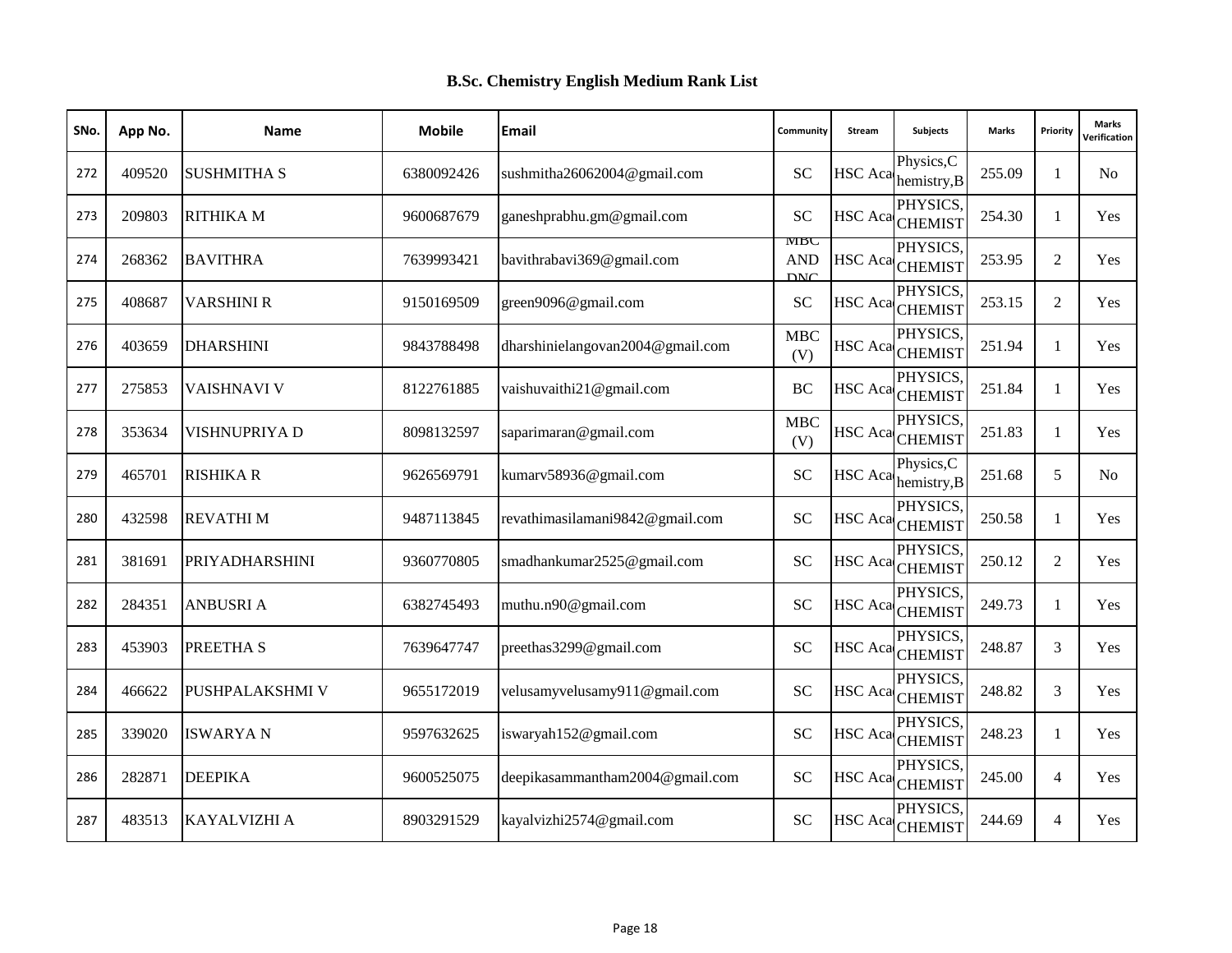# B.Sc. Chemistry English Medium Rank List

| SNo. | App No. | Name | Mobile | Email | Community | Stream | Subjects | Marks | Priority | Marks Verification |
|---|---|---|---|---|---|---|---|---|---|---|
| 272 | 409520 | SUSHMITHA S | 6380092426 | sushmitha26062004@gmail.com | SC | HSC Aca | Physics,C hemistry,B | 255.09 | 1 | No |
| 273 | 209803 | RITHIKA M | 9600687679 | ganeshprabhu.gm@gmail.com | SC | HSC Aca | PHYSICS, CHEMIST | 254.30 | 1 | Yes |
| 274 | 268362 | BAVITHRA | 7639993421 | bavithrabavi369@gmail.com | MBC AND DNC | HSC Aca | PHYSICS, CHEMIST | 253.95 | 2 | Yes |
| 275 | 408687 | VARSHINI R | 9150169509 | green9096@gmail.com | SC | HSC Aca | PHYSICS, CHEMIST | 253.15 | 2 | Yes |
| 276 | 403659 | DHARSHINI | 9843788498 | dharshinielangovan2004@gmail.com | MBC (V) | HSC Aca | PHYSICS, CHEMIST | 251.94 | 1 | Yes |
| 277 | 275853 | VAISHNAVI V | 8122761885 | vaishuvaithi21@gmail.com | BC | HSC Aca | PHYSICS, CHEMIST | 251.84 | 1 | Yes |
| 278 | 353634 | VISHNUPRIYA D | 8098132597 | saparimaran@gmail.com | MBC (V) | HSC Aca | PHYSICS, CHEMIST | 251.83 | 1 | Yes |
| 279 | 465701 | RISHIKA R | 9626569791 | kumarv58936@gmail.com | SC | HSC Aca | Physics,C hemistry,B | 251.68 | 5 | No |
| 280 | 432598 | REVATHI M | 9487113845 | revathimasilamani9842@gmail.com | SC | HSC Aca | PHYSICS, CHEMIST | 250.58 | 1 | Yes |
| 281 | 381691 | PRIYADHARSHINI | 9360770805 | smadhankumar2525@gmail.com | SC | HSC Aca | PHYSICS, CHEMIST | 250.12 | 2 | Yes |
| 282 | 284351 | ANBUSRI A | 6382745493 | muthu.n90@gmail.com | SC | HSC Aca | PHYSICS, CHEMIST | 249.73 | 1 | Yes |
| 283 | 453903 | PREETHA S | 7639647747 | preethas3299@gmail.com | SC | HSC Aca | PHYSICS, CHEMIST | 248.87 | 3 | Yes |
| 284 | 466622 | PUSHPALAKSHMI V | 9655172019 | velusamyvelusamy911@gmail.com | SC | HSC Aca | PHYSICS, CHEMIST | 248.82 | 3 | Yes |
| 285 | 339020 | ISWARYA N | 9597632625 | iswaryah152@gmail.com | SC | HSC Aca | PHYSICS, CHEMIST | 248.23 | 1 | Yes |
| 286 | 282871 | DEEPIKA | 9600525075 | deepikasammantham2004@gmail.com | SC | HSC Aca | PHYSICS, CHEMIST | 245.00 | 4 | Yes |
| 287 | 483513 | KAYALVIZHI A | 8903291529 | kayalvizhi2574@gmail.com | SC | HSC Aca | PHYSICS, CHEMIST | 244.69 | 4 | Yes |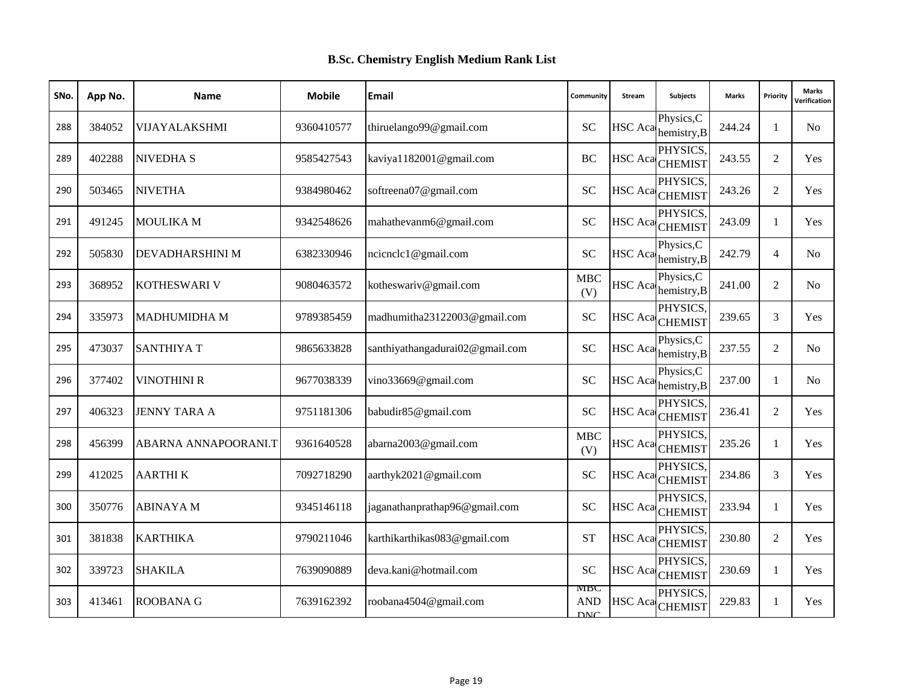# B.Sc. Chemistry English Medium Rank List

| SNo. | App No. | Name | Mobile | Email | Community | Stream | Subjects | Marks | Priority | Marks Verification |
|---|---|---|---|---|---|---|---|---|---|---|
| 288 | 384052 | VIJAYALAKSHMI | 9360410577 | thiruelango99@gmail.com | SC | HSC Aca | Physics,Chemistry,B | 244.24 | 1 | No |
| 289 | 402288 | NIVEDHA S | 9585427543 | kaviya1182001@gmail.com | BC | HSC Aca | PHYSICS,CHEMIST | 243.55 | 2 | Yes |
| 290 | 503465 | NIVETHA | 9384980462 | softreena07@gmail.com | SC | HSC Aca | PHYSICS,CHEMIST | 243.26 | 2 | Yes |
| 291 | 491245 | MOULIKA M | 9342548626 | mahathevanm6@gmail.com | SC | HSC Aca | PHYSICS,CHEMIST | 243.09 | 1 | Yes |
| 292 | 505830 | DEVADHARSHINI M | 6382330946 | ncicnclc1@gmail.com | SC | HSC Aca | Physics,Chemistry,B | 242.79 | 4 | No |
| 293 | 368952 | KOTHESWARI V | 9080463572 | kotheswariv@gmail.com | MBC (V) | HSC Aca | Physics,Chemistry,B | 241.00 | 2 | No |
| 294 | 335973 | MADHUMIDHA M | 9789385459 | madhumitha23122003@gmail.com | SC | HSC Aca | PHYSICS,CHEMIST | 239.65 | 3 | Yes |
| 295 | 473037 | SANTHIYA T | 9865633828 | santhiyathangadurai02@gmail.com | SC | HSC Aca | Physics,Chemistry,B | 237.55 | 2 | No |
| 296 | 377402 | VINOTHINI R | 9677038339 | vino33669@gmail.com | SC | HSC Aca | Physics,Chemistry,B | 237.00 | 1 | No |
| 297 | 406323 | JENNY TARA A | 9751181306 | babudir85@gmail.com | SC | HSC Aca | PHYSICS,CHEMIST | 236.41 | 2 | Yes |
| 298 | 456399 | ABARNA ANNAPOORANI.T | 9361640528 | abarna2003@gmail.com | MBC (V) | HSC Aca | PHYSICS,CHEMIST | 235.26 | 1 | Yes |
| 299 | 412025 | AARTHI K | 7092718290 | aarthyk2021@gmail.com | SC | HSC Aca | PHYSICS,CHEMIST | 234.86 | 3 | Yes |
| 300 | 350776 | ABINAYA M | 9345146118 | jaganathanprathap96@gmail.com | SC | HSC Aca | PHYSICS,CHEMIST | 233.94 | 1 | Yes |
| 301 | 381838 | KARTHIKA | 9790211046 | karthikarthikas083@gmail.com | ST | HSC Aca | PHYSICS,CHEMIST | 230.80 | 2 | Yes |
| 302 | 339723 | SHAKILA | 7639090889 | deva.kani@hotmail.com | SC | HSC Aca | PHYSICS,CHEMIST | 230.69 | 1 | Yes |
| 303 | 413461 | ROOBANA G | 7639162392 | roobana4504@gmail.com | MBC AND DNC | HSC Aca | PHYSICS,CHEMIST | 229.83 | 1 | Yes |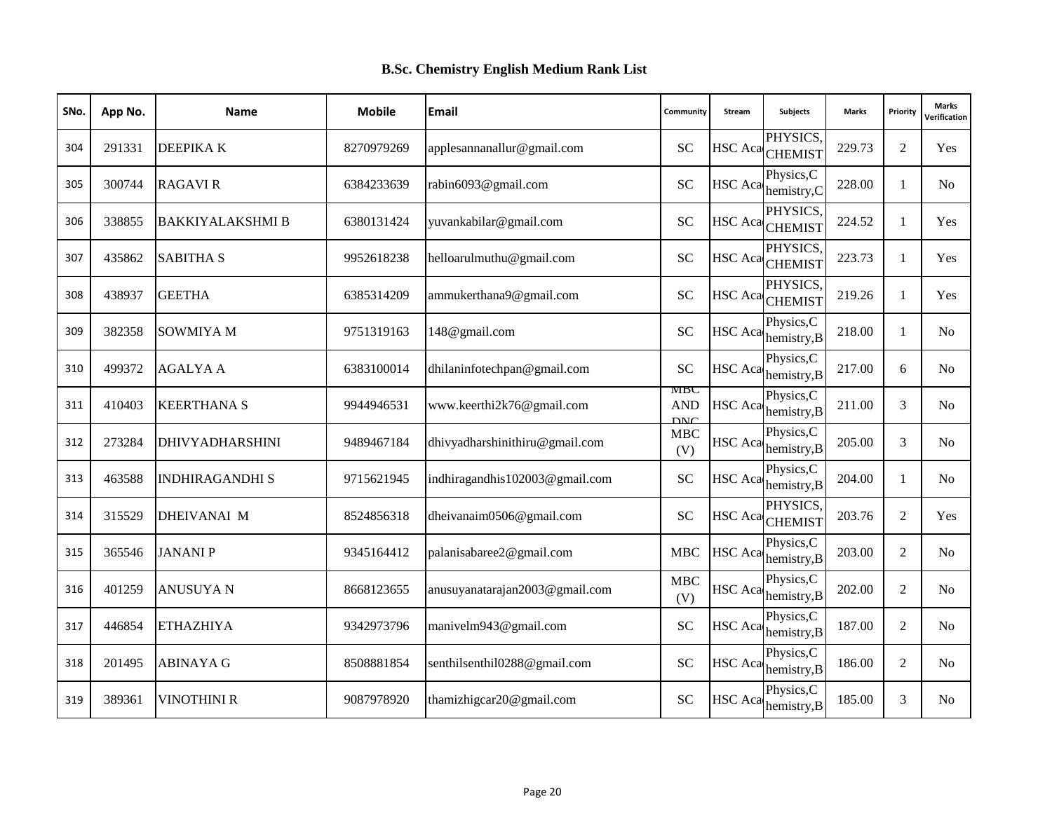# B.Sc. Chemistry English Medium Rank List

| SNo. | App No. | Name | Mobile | Email | Community | Stream | Subjects | Marks | Priority | Marks Verification |
|---|---|---|---|---|---|---|---|---|---|---|
| 304 | 291331 | DEEPIKA K | 8270979269 | applesannanallur@gmail.com | SC | HSC Aca | PHYSICS, CHEMIST | 229.73 | 2 | Yes |
| 305 | 300744 | RAGAVI R | 6384233639 | rabin6093@gmail.com | SC | HSC Aca | Physics,C hemistry,C | 228.00 | 1 | No |
| 306 | 338855 | BAKKIYALAKSHMI B | 6380131424 | yuvankabilar@gmail.com | SC | HSC Aca | PHYSICS, CHEMIST | 224.52 | 1 | Yes |
| 307 | 435862 | SABITHA S | 9952618238 | helloarulmuthu@gmail.com | SC | HSC Aca | PHYSICS, CHEMIST | 223.73 | 1 | Yes |
| 308 | 438937 | GEETHA | 6385314209 | ammukerthana9@gmail.com | SC | HSC Aca | PHYSICS, CHEMIST | 219.26 | 1 | Yes |
| 309 | 382358 | SOWMIYA M | 9751319163 | 148@gmail.com | SC | HSC Aca | Physics,C hemistry,B | 218.00 | 1 | No |
| 310 | 499372 | AGALYA A | 6383100014 | dhilaninfotechpan@gmail.com | SC | HSC Aca | Physics,C hemistry,B | 217.00 | 6 | No |
| 311 | 410403 | KEERTHANA S | 9944946531 | www.keerthi2k76@gmail.com | MBC AND DNC | HSC Aca | Physics,C hemistry,B | 211.00 | 3 | No |
| 312 | 273284 | DHIVYADHARSHINI | 9489467184 | dhivyadharshinithiru@gmail.com | MBC (V) | HSC Aca | Physics,C hemistry,B | 205.00 | 3 | No |
| 313 | 463588 | INDHIRAGANDHI S | 9715621945 | indhiragandhis102003@gmail.com | SC | HSC Aca | Physics,C hemistry,B | 204.00 | 1 | No |
| 314 | 315529 | DHEIVANAI M | 8524856318 | dheivanaim0506@gmail.com | SC | HSC Aca | PHYSICS, CHEMIST | 203.76 | 2 | Yes |
| 315 | 365546 | JANANI P | 9345164412 | palanisabaree2@gmail.com | MBC | HSC Aca | Physics,C hemistry,B | 203.00 | 2 | No |
| 316 | 401259 | ANUSUYA N | 8668123655 | anusuyanatarajan2003@gmail.com | MBC (V) | HSC Aca | Physics,C hemistry,B | 202.00 | 2 | No |
| 317 | 446854 | ETHAZHIYA | 9342973796 | manivelm943@gmail.com | SC | HSC Aca | Physics,C hemistry,B | 187.00 | 2 | No |
| 318 | 201495 | ABINAYA G | 8508881854 | senthilsenthil0288@gmail.com | SC | HSC Aca | Physics,C hemistry,B | 186.00 | 2 | No |
| 319 | 389361 | VINOTHINI R | 9087978920 | thamizhigcar20@gmail.com | SC | HSC Aca | Physics,C hemistry,B | 185.00 | 3 | No |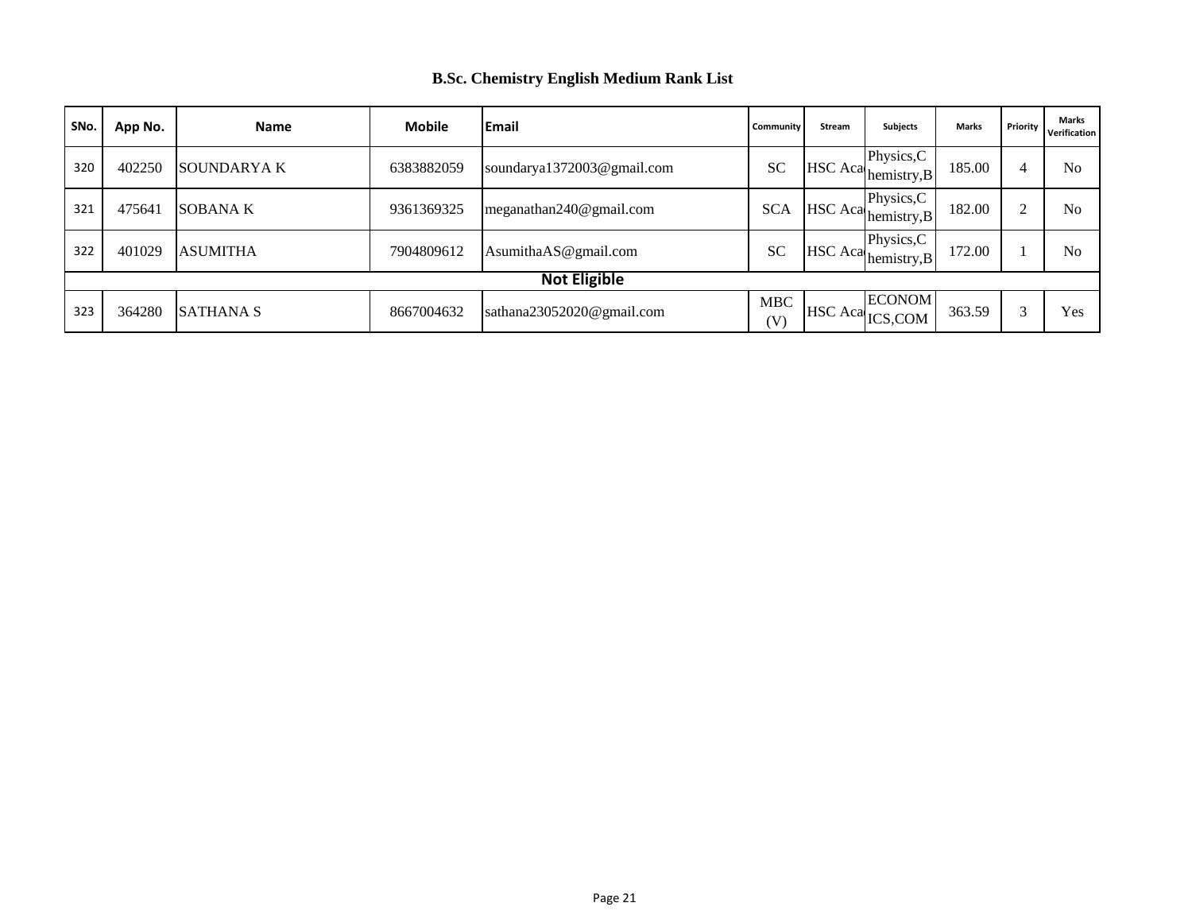## B.Sc. Chemistry English Medium Rank List

| SNo. | App No. | Name | Mobile | Email | Community | Stream | Subjects | Marks | Priority | Marks Verification |
|---|---|---|---|---|---|---|---|---|---|---|
| 320 | 402250 | SOUNDARYA K | 6383882059 | soundarya1372003@gmail.com | SC | HSC Aca | Physics,C hemistry,B | 185.00 | 4 | No |
| 321 | 475641 | SOBANA K | 9361369325 | meganathan240@gmail.com | SCA | HSC Aca | Physics,C hemistry,B | 182.00 | 2 | No |
| 322 | 401029 | ASUMITHA | 7904809612 | AsumithaAS@gmail.com | SC | HSC Aca | Physics,C hemistry,B | 172.00 | 1 | No |
| **Not Eligible** | | | | | | | | | | |
| 323 | 364280 | SATHANA S | 8667004632 | sathana23052020@gmail.com | MBC (V) | HSC Aca | ECONOM ICS,COM | 363.59 | 3 | Yes |